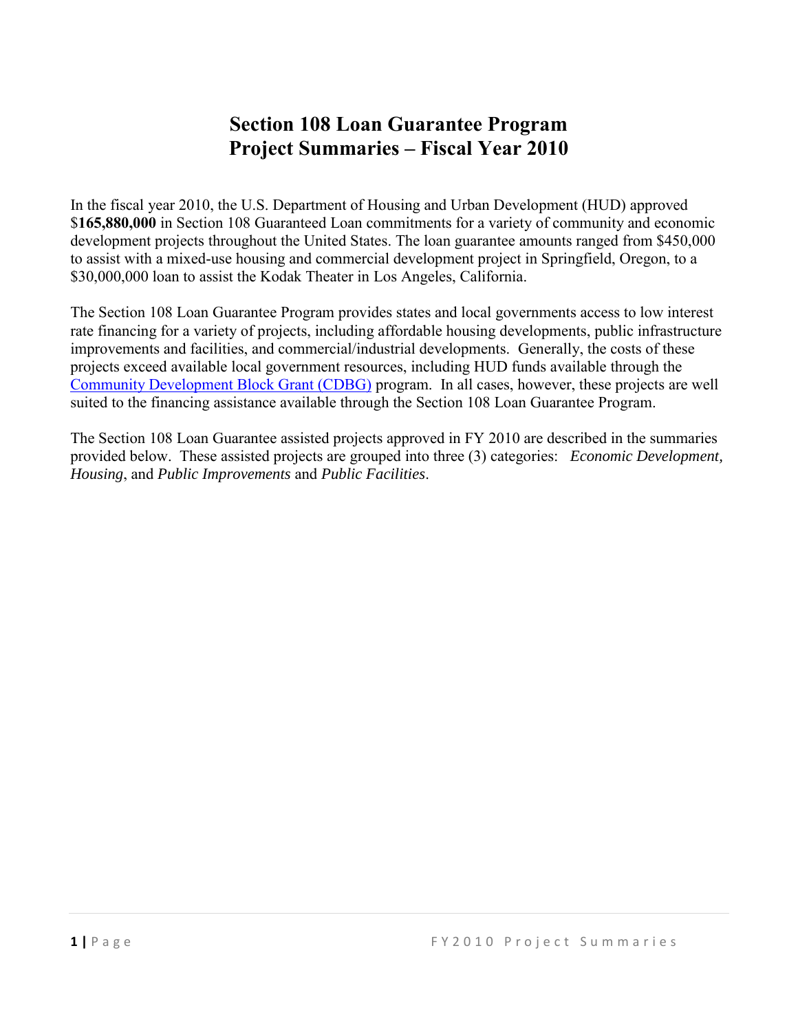# Section 108 Loan Guarantee Program
# Project Summaries – Fiscal Year 2010

In the fiscal year 2010, the U.S. Department of Housing and Urban Development (HUD) approved $**165,880,000** in Section 108 Guaranteed Loan commitments for a variety of community and economic development projects throughout the United States. The loan guarantee amounts ranged from $450,000 to assist with a mixed-use housing and commercial development project in Springfield, Oregon, to a $30,000,000 loan to assist the Kodak Theater in Los Angeles, California.

The Section 108 Loan Guarantee Program provides states and local governments access to low interest rate financing for a variety of projects, including affordable housing developments, public infrastructure improvements and facilities, and commercial/industrial developments. Generally, the costs of these projects exceed available local government resources, including HUD funds available through the Community Development Block Grant (CDBG) program. In all cases, however, these projects are well suited to the financing assistance available through the Section 108 Loan Guarantee Program.

The Section 108 Loan Guarantee assisted projects approved in FY 2010 are described in the summaries provided below. These assisted projects are grouped into three (3) categories: *Economic Development*, *Housing*, and *Public Improvements* and *Public Facilities*.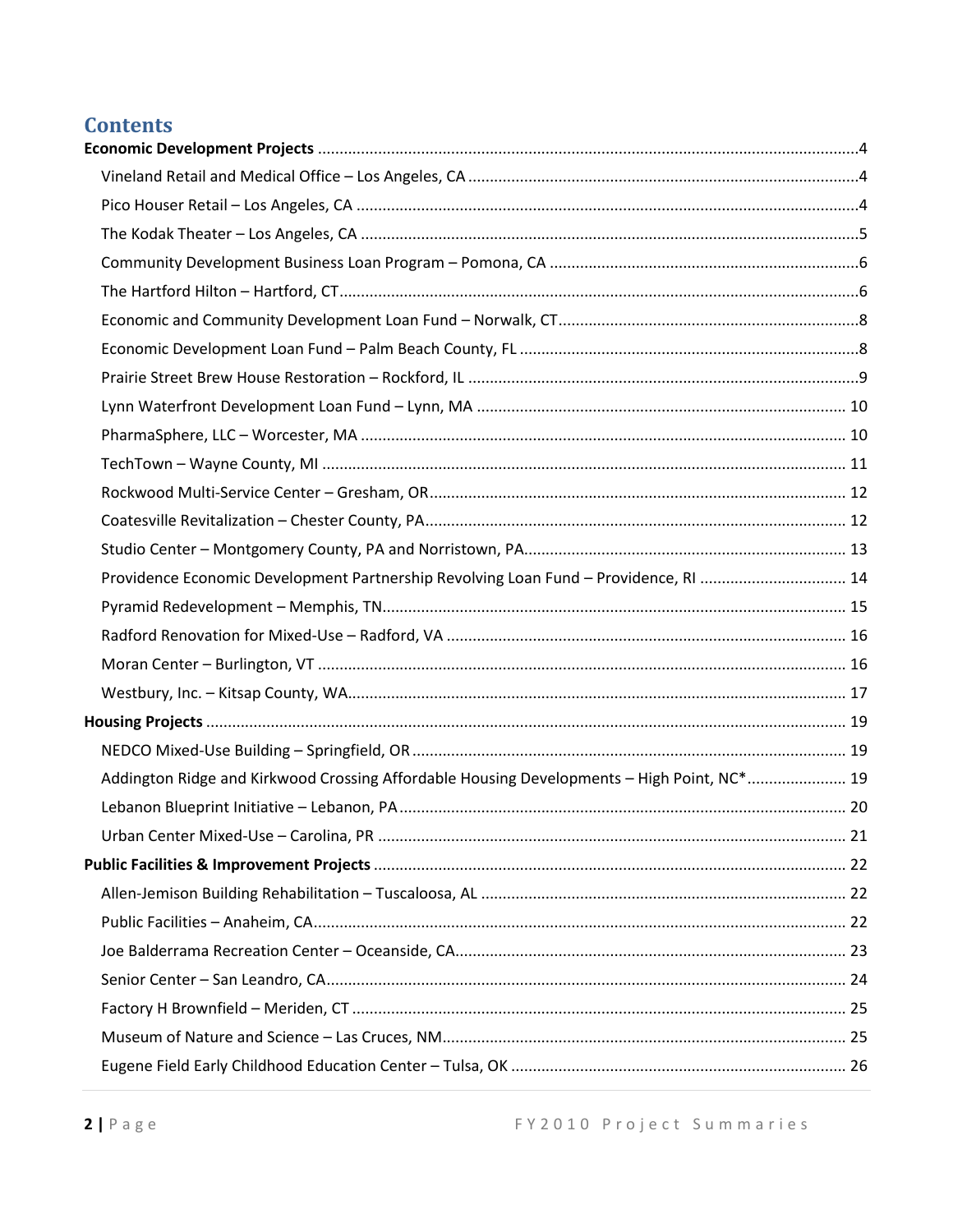# Contents

**Economic Development Projects** ........................................................................................................4

- Vineland Retail and Medical Office – Los Angeles, CA ........................................................................4
- Pico Houser Retail – Los Angeles, CA ....................................................................................................4
- The Kodak Theater – Los Angeles, CA ....................................................................................................5
- Community Development Business Loan Program – Pomona, CA ........................................................6
- The Hartford Hilton – Hartford, CT.........................................................................................................6
- Economic and Community Development Loan Fund – Norwalk, CT......................................................8
- Economic Development Loan Fund – Palm Beach County, FL ...............................................................8
- Prairie Street Brew House Restoration – Rockford, IL ..........................................................................9
- Lynn Waterfront Development Loan Fund – Lynn, MA ...................................................................... 10
- PharmaSphere, LLC – Worcester, MA ................................................................................................ 10
- TechTown – Wayne County, MI .......................................................................................................... 11
- Rockwood Multi-Service Center – Gresham, OR................................................................................. 12
- Coatesville Revitalization – Chester County, PA.................................................................................. 12
- Studio Center – Montgomery County, PA and Norristown, PA........................................................... 13
- Providence Economic Development Partnership Revolving Loan Fund – Providence, RI .................................. 14
- Pyramid Redevelopment – Memphis, TN............................................................................................ 15
- Radford Renovation for Mixed-Use – Radford, VA ............................................................................. 16
- Moran Center – Burlington, VT .......................................................................................................... 16
- Westbury, Inc. – Kitsap County, WA.................................................................................................... 17

**Housing Projects** ................................................................................................................................ 19

- NEDCO Mixed-Use Building – Springfield, OR ..................................................................................... 19
- Addington Ridge and Kirkwood Crossing Affordable Housing Developments – High Point, NC*....................... 19
- Lebanon Blueprint Initiative – Lebanon, PA........................................................................................ 20
- Urban Center Mixed-Use – Carolina, PR ............................................................................................. 21

**Public Facilities & Improvement Projects** ............................................................................................ 22

- Allen-Jemison Building Rehabilitation – Tuscaloosa, AL ..................................................................... 22
- Public Facilities – Anaheim, CA........................................................................................................... 22
- Joe Balderrama Recreation Center – Oceanside, CA........................................................................... 23
- Senior Center – San Leandro, CA........................................................................................................ 24
- Factory H Brownfield – Meriden, CT ................................................................................................... 25
- Museum of Nature and Science – Las Cruces, NM.............................................................................. 25
- Eugene Field Early Childhood Education Center – Tulsa, OK .............................................................. 26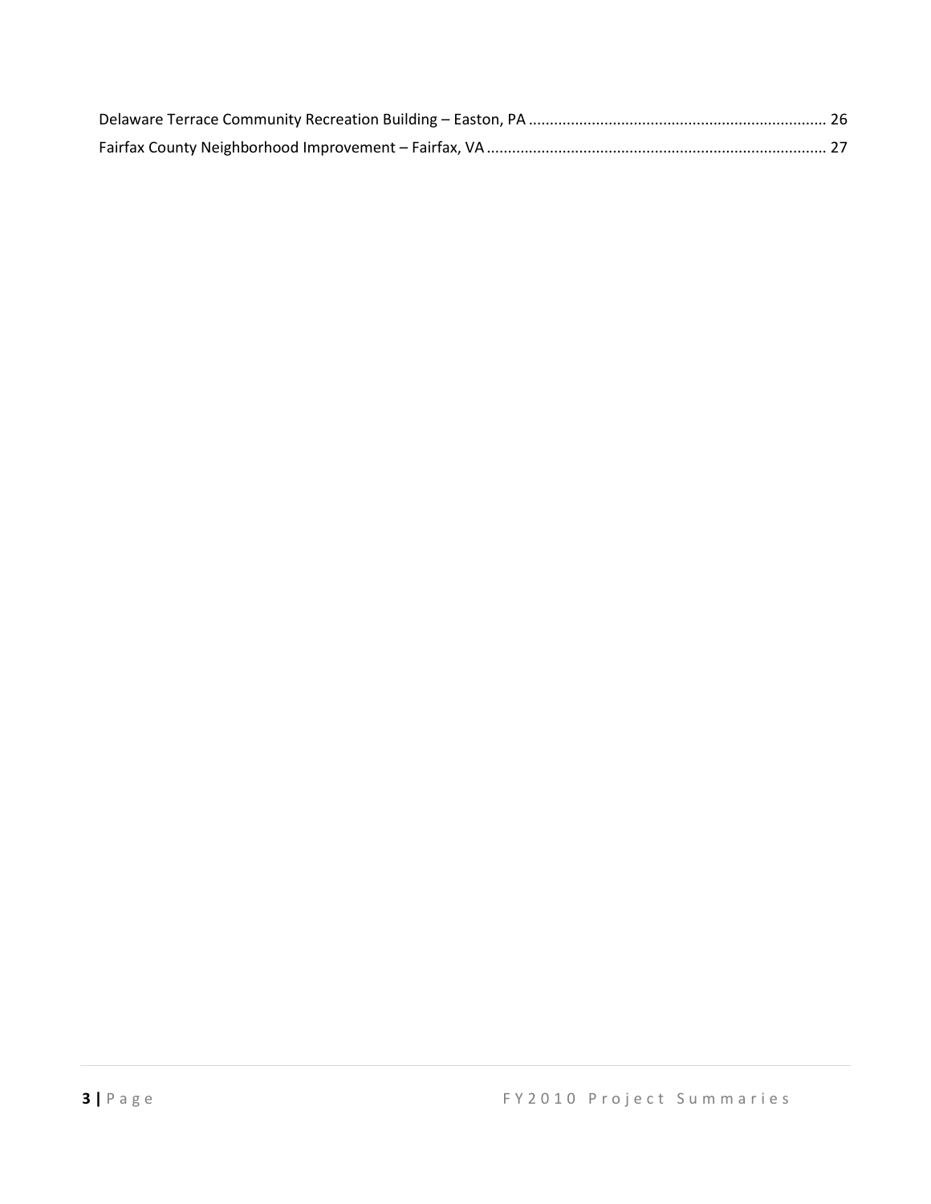Delaware Terrace Community Recreation Building – Easton, PA ........................................................................ 26

Fairfax County Neighborhood Improvement – Fairfax, VA ................................................................................ 27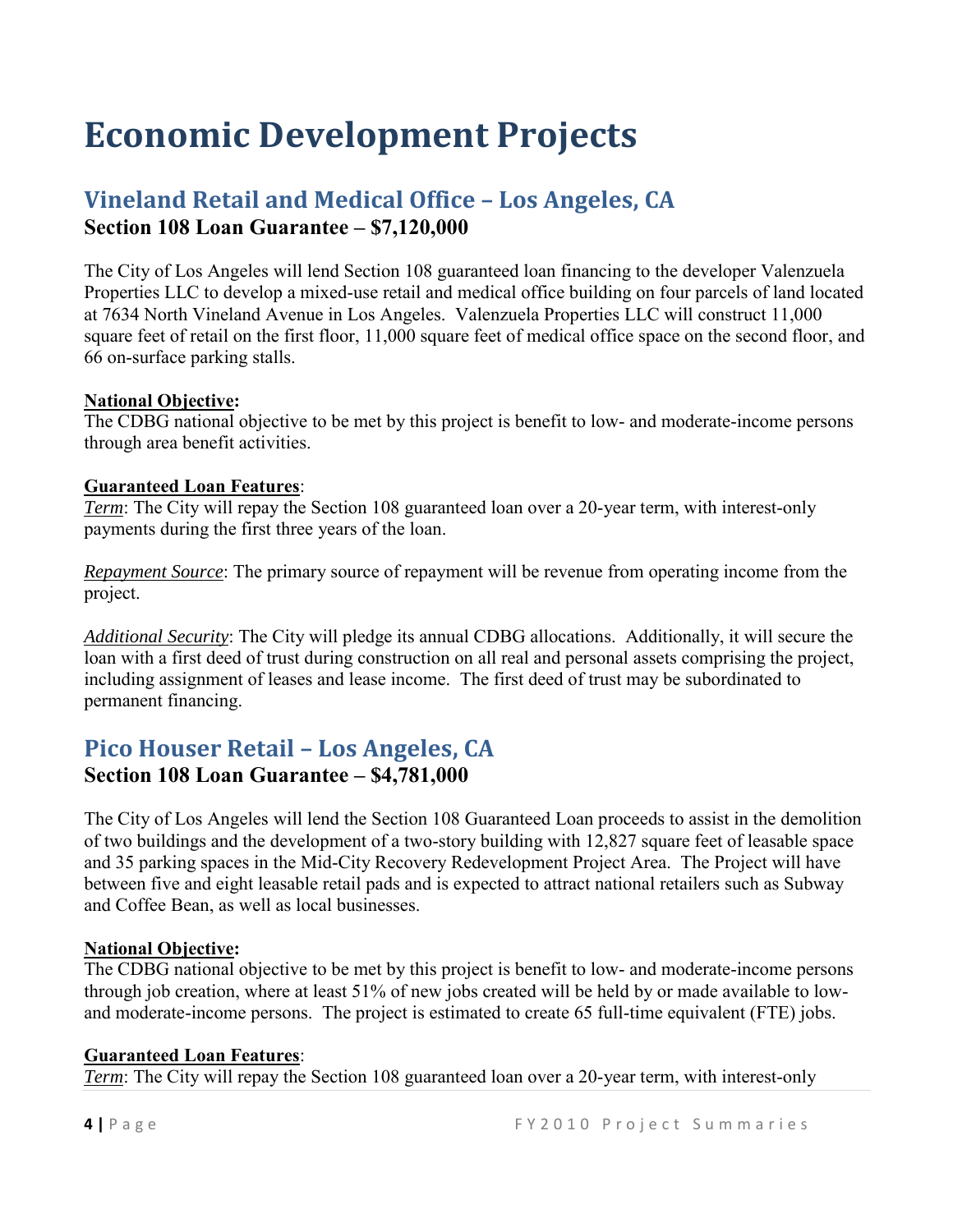# Economic Development Projects

## Vineland Retail and Medical Office – Los Angeles, CA

### Section 108 Loan Guarantee – $7,120,000

The City of Los Angeles will lend Section 108 guaranteed loan financing to the developer Valenzuela Properties LLC to develop a mixed-use retail and medical office building on four parcels of land located at 7634 North Vineland Avenue in Los Angeles. Valenzuela Properties LLC will construct 11,000 square feet of retail on the first floor, 11,000 square feet of medical office space on the second floor, and 66 on-surface parking stalls.

**National Objective:**
The CDBG national objective to be met by this project is benefit to low- and moderate-income persons through area benefit activities.

**Guaranteed Loan Features**:
*Term*: The City will repay the Section 108 guaranteed loan over a 20-year term, with interest-only payments during the first three years of the loan.

*Repayment Source*: The primary source of repayment will be revenue from operating income from the project.

*Additional Security*: The City will pledge its annual CDBG allocations. Additionally, it will secure the loan with a first deed of trust during construction on all real and personal assets comprising the project, including assignment of leases and lease income. The first deed of trust may be subordinated to permanent financing.

## Pico Houser Retail – Los Angeles, CA

### Section 108 Loan Guarantee – $4,781,000

The City of Los Angeles will lend the Section 108 Guaranteed Loan proceeds to assist in the demolition of two buildings and the development of a two-story building with 12,827 square feet of leasable space and 35 parking spaces in the Mid-City Recovery Redevelopment Project Area. The Project will have between five and eight leasable retail pads and is expected to attract national retailers such as Subway and Coffee Bean, as well as local businesses.

**National Objective:**
The CDBG national objective to be met by this project is benefit to low- and moderate-income persons through job creation, where at least 51% of new jobs created will be held by or made available to low- and moderate-income persons. The project is estimated to create 65 full-time equivalent (FTE) jobs.

**Guaranteed Loan Features**:
*Term*: The City will repay the Section 108 guaranteed loan over a 20-year term, with interest-only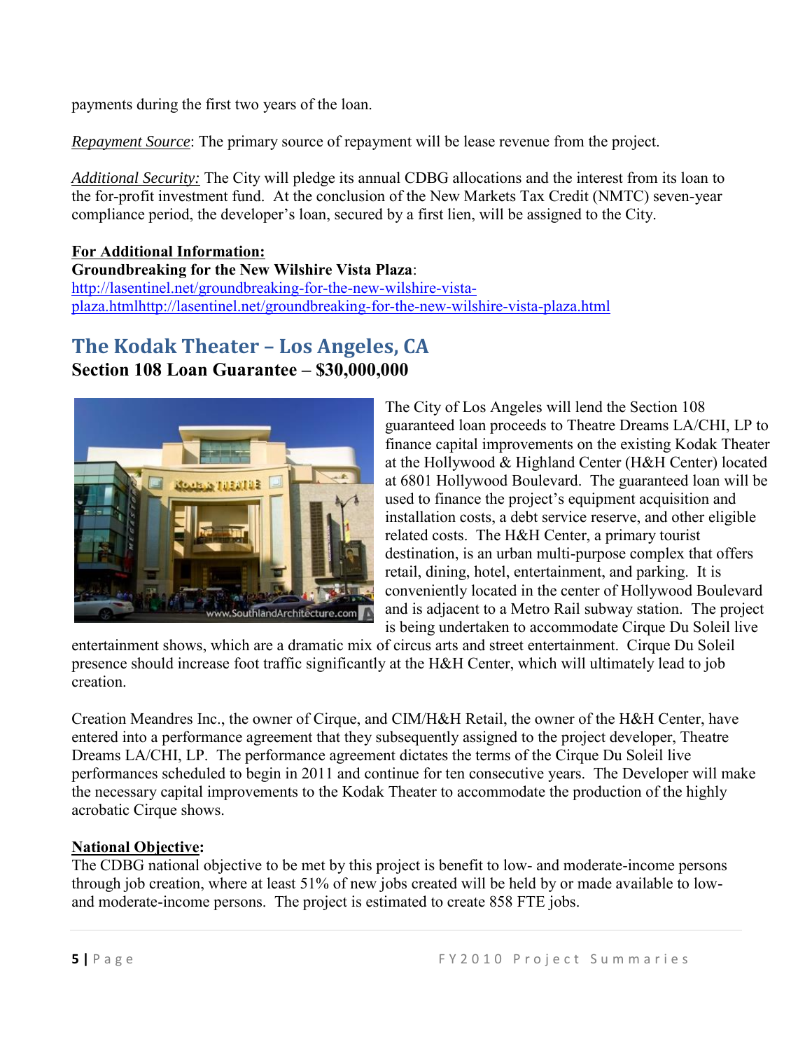payments during the first two years of the loan.

*Repayment Source*: The primary source of repayment will be lease revenue from the project.

*Additional Security:* The City will pledge its annual CDBG allocations and the interest from its loan to the for-profit investment fund. At the conclusion of the New Markets Tax Credit (NMTC) seven-year compliance period, the developer's loan, secured by a first lien, will be assigned to the City.

**For Additional Information:**
**Groundbreaking for the New Wilshire Vista Plaza**:
http://lasentinel.net/groundbreaking-for-the-new-wilshire-vista-plaza.htmlhttp://lasentinel.net/groundbreaking-for-the-new-wilshire-vista-plaza.html

## The Kodak Theater – Los Angeles, CA

**Section 108 Loan Guarantee – $30,000,000**

The City of Los Angeles will lend the Section 108 guaranteed loan proceeds to Theatre Dreams LA/CHI, LP to finance capital improvements on the existing Kodak Theater at the Hollywood & Highland Center (H&H Center) located at 6801 Hollywood Boulevard. The guaranteed loan will be used to finance the project's equipment acquisition and installation costs, a debt service reserve, and other eligible related costs. The H&H Center, a primary tourist destination, is an urban multi-purpose complex that offers retail, dining, hotel, entertainment, and parking. It is conveniently located in the center of Hollywood Boulevard and is adjacent to a Metro Rail subway station. The project is being undertaken to accommodate Cirque Du Soleil live entertainment shows, which are a dramatic mix of circus arts and street entertainment. Cirque Du Soleil presence should increase foot traffic significantly at the H&H Center, which will ultimately lead to job creation.

Creation Meandres Inc., the owner of Cirque, and CIM/H&H Retail, the owner of the H&H Center, have entered into a performance agreement that they subsequently assigned to the project developer, Theatre Dreams LA/CHI, LP. The performance agreement dictates the terms of the Cirque Du Soleil live performances scheduled to begin in 2011 and continue for ten consecutive years. The Developer will make the necessary capital improvements to the Kodak Theater to accommodate the production of the highly acrobatic Cirque shows.

**National Objective:**
The CDBG national objective to be met by this project is benefit to low- and moderate-income persons through job creation, where at least 51% of new jobs created will be held by or made available to low- and moderate-income persons. The project is estimated to create 858 FTE jobs.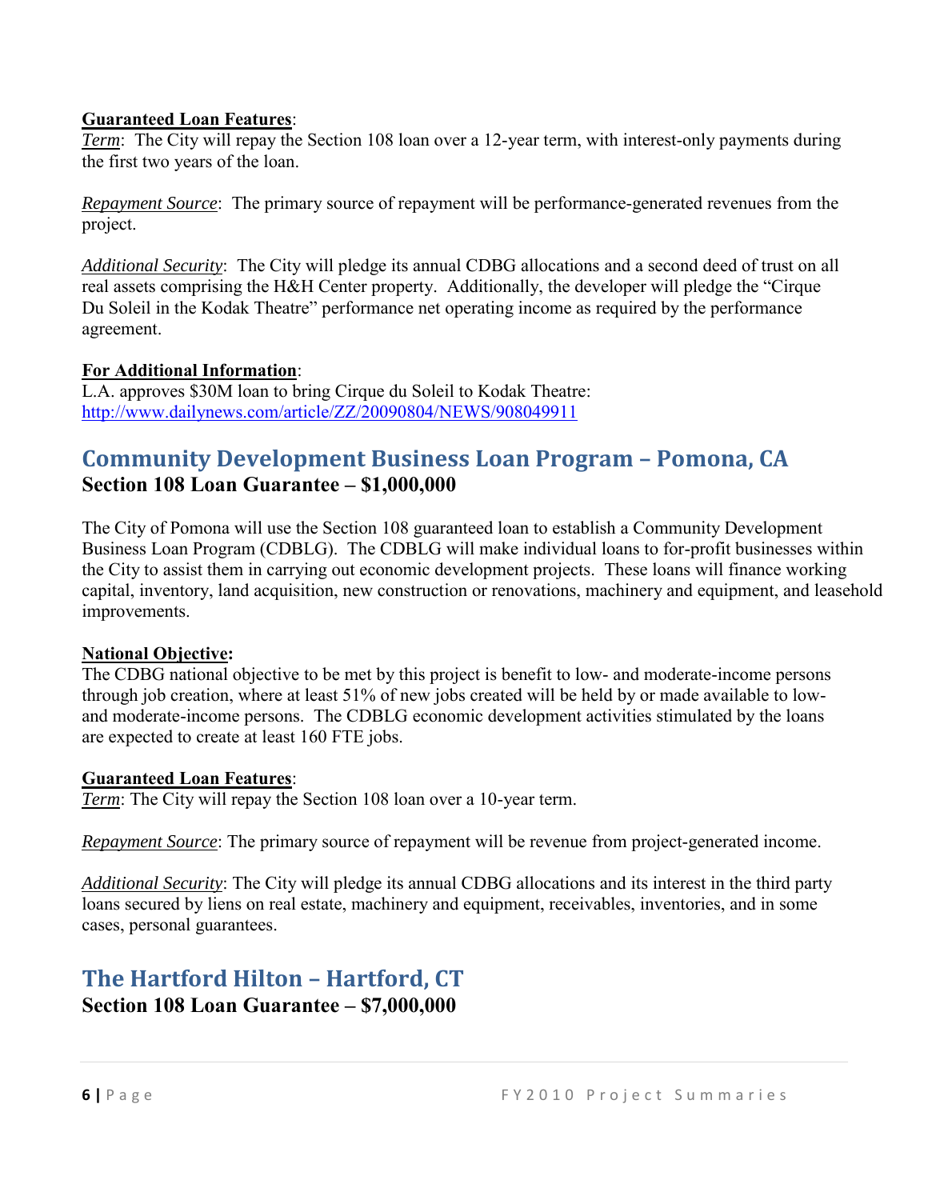**Guaranteed Loan Features**:

*Term*: The City will repay the Section 108 loan over a 12-year term, with interest-only payments during the first two years of the loan.

*Repayment Source*: The primary source of repayment will be performance-generated revenues from the project.

*Additional Security*: The City will pledge its annual CDBG allocations and a second deed of trust on all real assets comprising the H&H Center property. Additionally, the developer will pledge the "Cirque Du Soleil in the Kodak Theatre" performance net operating income as required by the performance agreement.

**For Additional Information**:

L.A. approves $30M loan to bring Cirque du Soleil to Kodak Theatre:
http://www.dailynews.com/article/ZZ/20090804/NEWS/908049911

## Community Development Business Loan Program – Pomona, CA

**Section 108 Loan Guarantee – $1,000,000**

The City of Pomona will use the Section 108 guaranteed loan to establish a Community Development Business Loan Program (CDBLG). The CDBLG will make individual loans to for-profit businesses within the City to assist them in carrying out economic development projects. These loans will finance working capital, inventory, land acquisition, new construction or renovations, machinery and equipment, and leasehold improvements.

**National Objective:**

The CDBG national objective to be met by this project is benefit to low- and moderate-income persons through job creation, where at least 51% of new jobs created will be held by or made available to low- and moderate-income persons. The CDBLG economic development activities stimulated by the loans are expected to create at least 160 FTE jobs.

**Guaranteed Loan Features**:

*Term*: The City will repay the Section 108 loan over a 10-year term.

*Repayment Source*: The primary source of repayment will be revenue from project-generated income.

*Additional Security*: The City will pledge its annual CDBG allocations and its interest in the third party loans secured by liens on real estate, machinery and equipment, receivables, inventories, and in some cases, personal guarantees.

## The Hartford Hilton – Hartford, CT

**Section 108 Loan Guarantee – $7,000,000**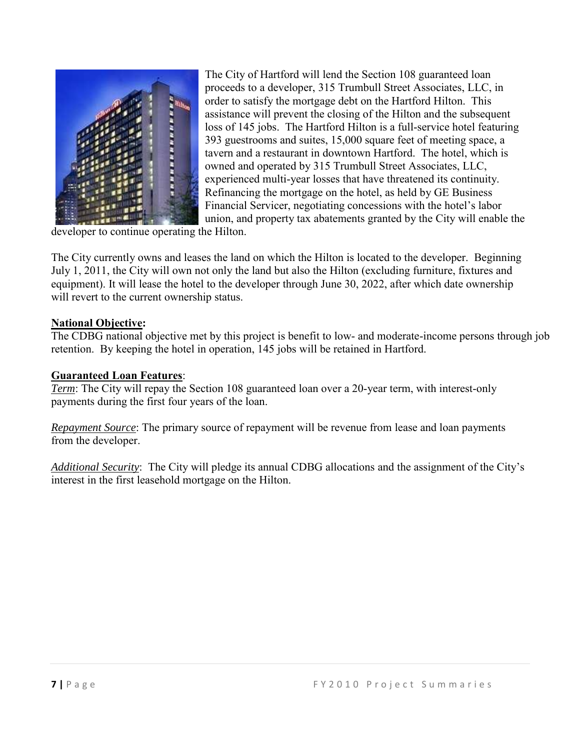The City of Hartford will lend the Section 108 guaranteed loan proceeds to a developer, 315 Trumbull Street Associates, LLC, in order to satisfy the mortgage debt on the Hartford Hilton. This assistance will prevent the closing of the Hilton and the subsequent loss of 145 jobs. The Hartford Hilton is a full-service hotel featuring 393 guestrooms and suites, 15,000 square feet of meeting space, a tavern and a restaurant in downtown Hartford. The hotel, which is owned and operated by 315 Trumbull Street Associates, LLC, experienced multi-year losses that have threatened its continuity. Refinancing the mortgage on the hotel, as held by GE Business Financial Servicer, negotiating concessions with the hotel's labor union, and property tax abatements granted by the City will enable the developer to continue operating the Hilton.

The City currently owns and leases the land on which the Hilton is located to the developer. Beginning July 1, 2011, the City will own not only the land but also the Hilton (excluding furniture, fixtures and equipment). It will lease the hotel to the developer through June 30, 2022, after which date ownership will revert to the current ownership status.

**National Objective:**

The CDBG national objective met by this project is benefit to low- and moderate-income persons through job retention. By keeping the hotel in operation, 145 jobs will be retained in Hartford.

**Guaranteed Loan Features**:

*Term*: The City will repay the Section 108 guaranteed loan over a 20-year term, with interest-only payments during the first four years of the loan.

*Repayment Source*: The primary source of repayment will be revenue from lease and loan payments from the developer.

*Additional Security*: The City will pledge its annual CDBG allocations and the assignment of the City's interest in the first leasehold mortgage on the Hilton.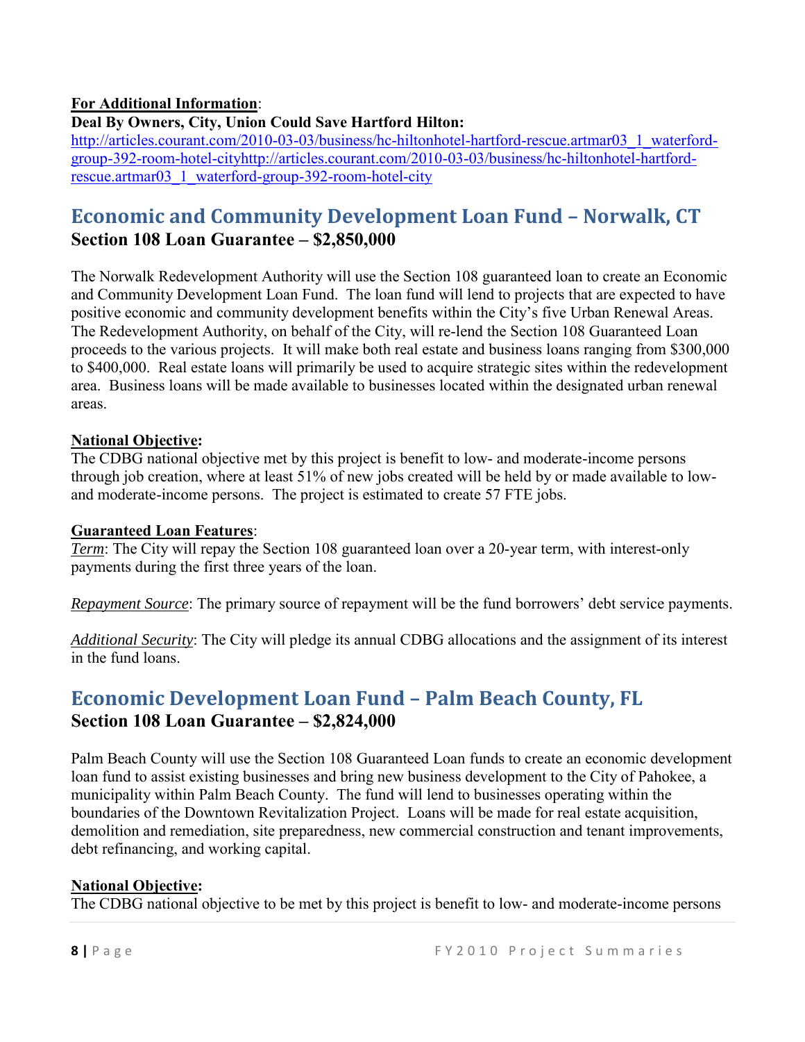**For Additional Information**:

**Deal By Owners, City, Union Could Save Hartford Hilton:**

http://articles.courant.com/2010-03-03/business/hc-hiltonhotel-hartford-rescue.artmar03_1_waterford-group-392-room-hotel-cityhttp://articles.courant.com/2010-03-03/business/hc-hiltonhotel-hartford-rescue.artmar03_1_waterford-group-392-room-hotel-city

## Economic and Community Development Loan Fund – Norwalk, CT

### Section 108 Loan Guarantee – $2,850,000

The Norwalk Redevelopment Authority will use the Section 108 guaranteed loan to create an Economic and Community Development Loan Fund. The loan fund will lend to projects that are expected to have positive economic and community development benefits within the City's five Urban Renewal Areas. The Redevelopment Authority, on behalf of the City, will re-lend the Section 108 Guaranteed Loan proceeds to the various projects. It will make both real estate and business loans ranging from $300,000 to $400,000. Real estate loans will primarily be used to acquire strategic sites within the redevelopment area. Business loans will be made available to businesses located within the designated urban renewal areas.

**National Objective:**

The CDBG national objective met by this project is benefit to low- and moderate-income persons through job creation, where at least 51% of new jobs created will be held by or made available to low- and moderate-income persons. The project is estimated to create 57 FTE jobs.

**Guaranteed Loan Features**:

*Term*: The City will repay the Section 108 guaranteed loan over a 20-year term, with interest-only payments during the first three years of the loan.

*Repayment Source*: The primary source of repayment will be the fund borrowers' debt service payments.

*Additional Security*: The City will pledge its annual CDBG allocations and the assignment of its interest in the fund loans.

## Economic Development Loan Fund – Palm Beach County, FL

### Section 108 Loan Guarantee – $2,824,000

Palm Beach County will use the Section 108 Guaranteed Loan funds to create an economic development loan fund to assist existing businesses and bring new business development to the City of Pahokee, a municipality within Palm Beach County. The fund will lend to businesses operating within the boundaries of the Downtown Revitalization Project. Loans will be made for real estate acquisition, demolition and remediation, site preparedness, new commercial construction and tenant improvements, debt refinancing, and working capital.

**National Objective:**

The CDBG national objective to be met by this project is benefit to low- and moderate-income persons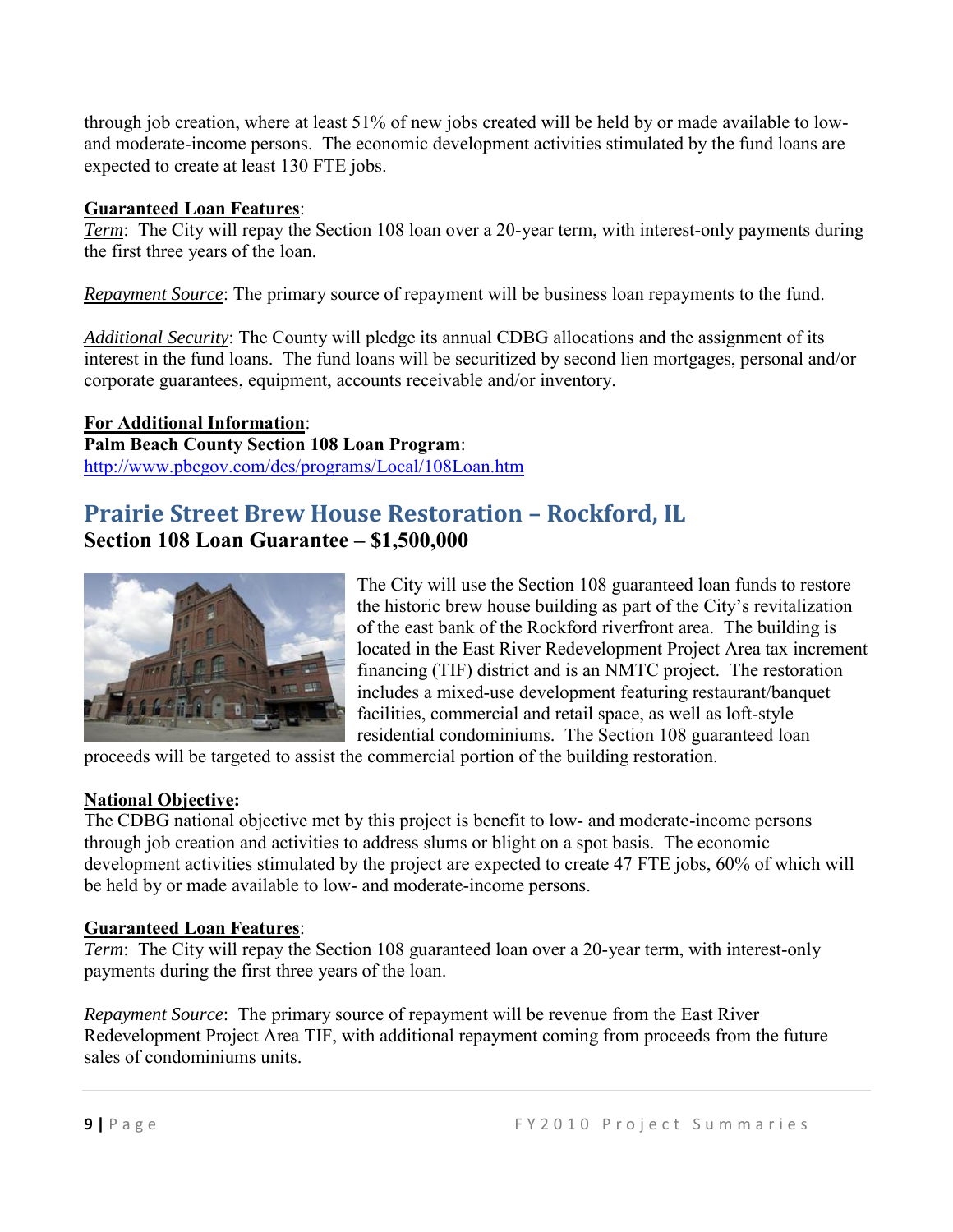through job creation, where at least 51% of new jobs created will be held by or made available to low- and moderate-income persons. The economic development activities stimulated by the fund loans are expected to create at least 130 FTE jobs.

**Guaranteed Loan Features**:

*Term*: The City will repay the Section 108 loan over a 20-year term, with interest-only payments during the first three years of the loan.

*Repayment Source*: The primary source of repayment will be business loan repayments to the fund.

*Additional Security*: The County will pledge its annual CDBG allocations and the assignment of its interest in the fund loans. The fund loans will be securitized by second lien mortgages, personal and/or corporate guarantees, equipment, accounts receivable and/or inventory.

**For Additional Information**:

**Palm Beach County Section 108 Loan Program**:

http://www.pbcgov.com/des/programs/Local/108Loan.htm

## Prairie Street Brew House Restoration – Rockford, IL

**Section 108 Loan Guarantee – $1,500,000**

The City will use the Section 108 guaranteed loan funds to restore the historic brew house building as part of the City's revitalization of the east bank of the Rockford riverfront area. The building is located in the East River Redevelopment Project Area tax increment financing (TIF) district and is an NMTC project. The restoration includes a mixed-use development featuring restaurant/banquet facilities, commercial and retail space, as well as loft-style residential condominiums. The Section 108 guaranteed loan proceeds will be targeted to assist the commercial portion of the building restoration.

**National Objective:**

The CDBG national objective met by this project is benefit to low- and moderate-income persons through job creation and activities to address slums or blight on a spot basis. The economic development activities stimulated by the project are expected to create 47 FTE jobs, 60% of which will be held by or made available to low- and moderate-income persons.

**Guaranteed Loan Features**:

*Term*: The City will repay the Section 108 guaranteed loan over a 20-year term, with interest-only payments during the first three years of the loan.

*Repayment Source*: The primary source of repayment will be revenue from the East River Redevelopment Project Area TIF, with additional repayment coming from proceeds from the future sales of condominiums units.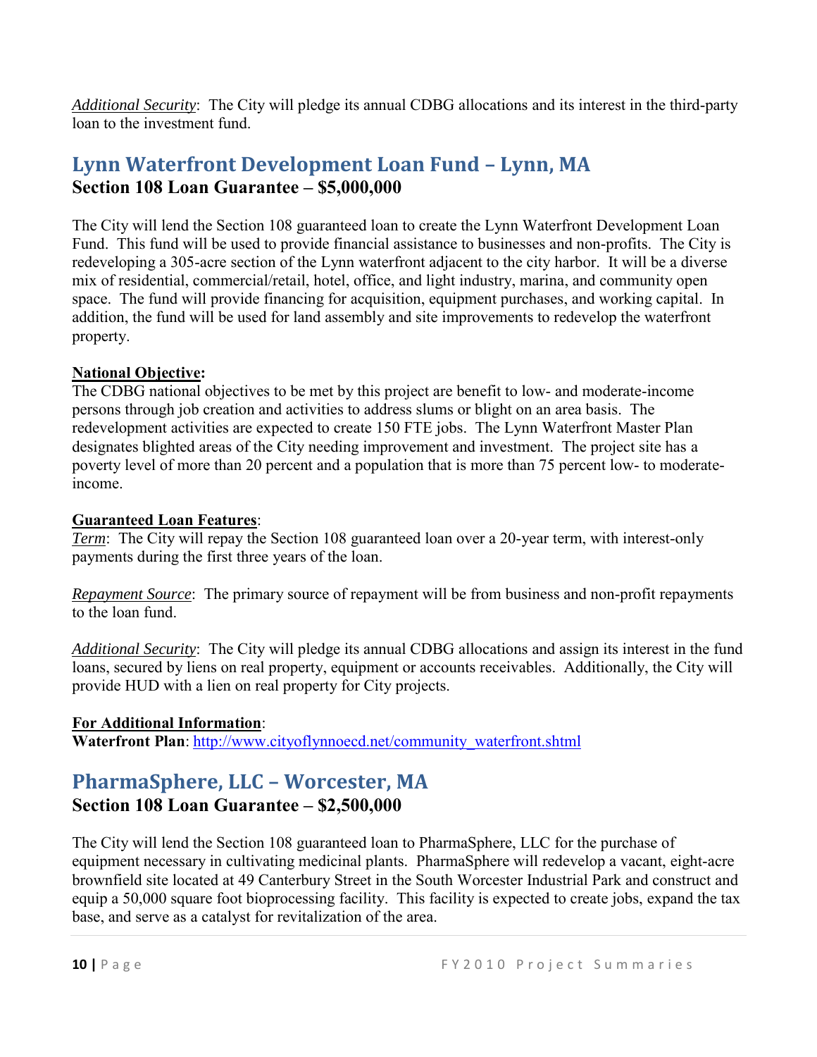*Additional Security*: The City will pledge its annual CDBG allocations and its interest in the third-party loan to the investment fund.

## Lynn Waterfront Development Loan Fund – Lynn, MA

### Section 108 Loan Guarantee – $5,000,000

The City will lend the Section 108 guaranteed loan to create the Lynn Waterfront Development Loan Fund. This fund will be used to provide financial assistance to businesses and non-profits. The City is redeveloping a 305-acre section of the Lynn waterfront adjacent to the city harbor. It will be a diverse mix of residential, commercial/retail, hotel, office, and light industry, marina, and community open space. The fund will provide financing for acquisition, equipment purchases, and working capital. In addition, the fund will be used for land assembly and site improvements to redevelop the waterfront property.

**National Objective:**
The CDBG national objectives to be met by this project are benefit to low- and moderate-income persons through job creation and activities to address slums or blight on an area basis. The redevelopment activities are expected to create 150 FTE jobs. The Lynn Waterfront Master Plan designates blighted areas of the City needing improvement and investment. The project site has a poverty level of more than 20 percent and a population that is more than 75 percent low- to moderate-income.

**Guaranteed Loan Features**:
*Term*: The City will repay the Section 108 guaranteed loan over a 20-year term, with interest-only payments during the first three years of the loan.

*Repayment Source*: The primary source of repayment will be from business and non-profit repayments to the loan fund.

*Additional Security*: The City will pledge its annual CDBG allocations and assign its interest in the fund loans, secured by liens on real property, equipment or accounts receivables. Additionally, the City will provide HUD with a lien on real property for City projects.

**For Additional Information**:
**Waterfront Plan**: http://www.cityoflynnoecd.net/community_waterfront.shtml

## PharmaSphere, LLC – Worcester, MA

### Section 108 Loan Guarantee – $2,500,000

The City will lend the Section 108 guaranteed loan to PharmaSphere, LLC for the purchase of equipment necessary in cultivating medicinal plants. PharmaSphere will redevelop a vacant, eight-acre brownfield site located at 49 Canterbury Street in the South Worcester Industrial Park and construct and equip a 50,000 square foot bioprocessing facility. This facility is expected to create jobs, expand the tax base, and serve as a catalyst for revitalization of the area.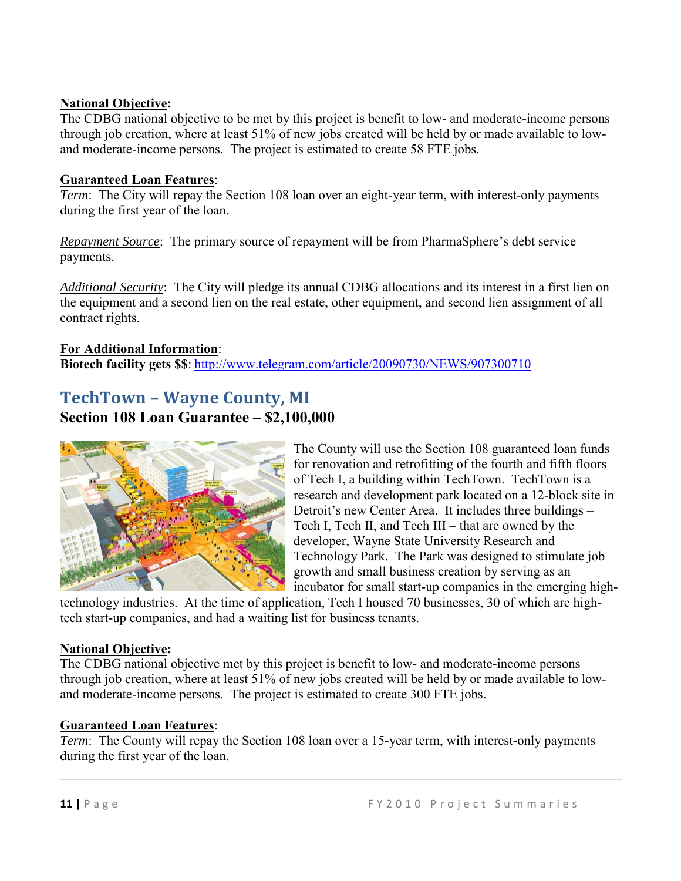**National Objective:**
The CDBG national objective to be met by this project is benefit to low- and moderate-income persons through job creation, where at least 51% of new jobs created will be held by or made available to low- and moderate-income persons. The project is estimated to create 58 FTE jobs.

**Guaranteed Loan Features**:
*Term*: The City will repay the Section 108 loan over an eight-year term, with interest-only payments during the first year of the loan.

*Repayment Source*: The primary source of repayment will be from PharmaSphere's debt service payments.

*Additional Security*: The City will pledge its annual CDBG allocations and its interest in a first lien on the equipment and a second lien on the real estate, other equipment, and second lien assignment of all contract rights.

**For Additional Information**:
**Biotech facility gets $$**: http://www.telegram.com/article/20090730/NEWS/907300710

## TechTown – Wayne County, MI

**Section 108 Loan Guarantee – $2,100,000**

The County will use the Section 108 guaranteed loan funds for renovation and retrofitting of the fourth and fifth floors of Tech I, a building within TechTown. TechTown is a research and development park located on a 12-block site in Detroit's new Center Area. It includes three buildings – Tech I, Tech II, and Tech III – that are owned by the developer, Wayne State University Research and Technology Park. The Park was designed to stimulate job growth and small business creation by serving as an incubator for small start-up companies in the emerging high-technology industries. At the time of application, Tech I housed 70 businesses, 30 of which are high-tech start-up companies, and had a waiting list for business tenants.

**National Objective:**
The CDBG national objective met by this project is benefit to low- and moderate-income persons through job creation, where at least 51% of new jobs created will be held by or made available to low- and moderate-income persons. The project is estimated to create 300 FTE jobs.

**Guaranteed Loan Features**:
*Term*: The County will repay the Section 108 loan over a 15-year term, with interest-only payments during the first year of the loan.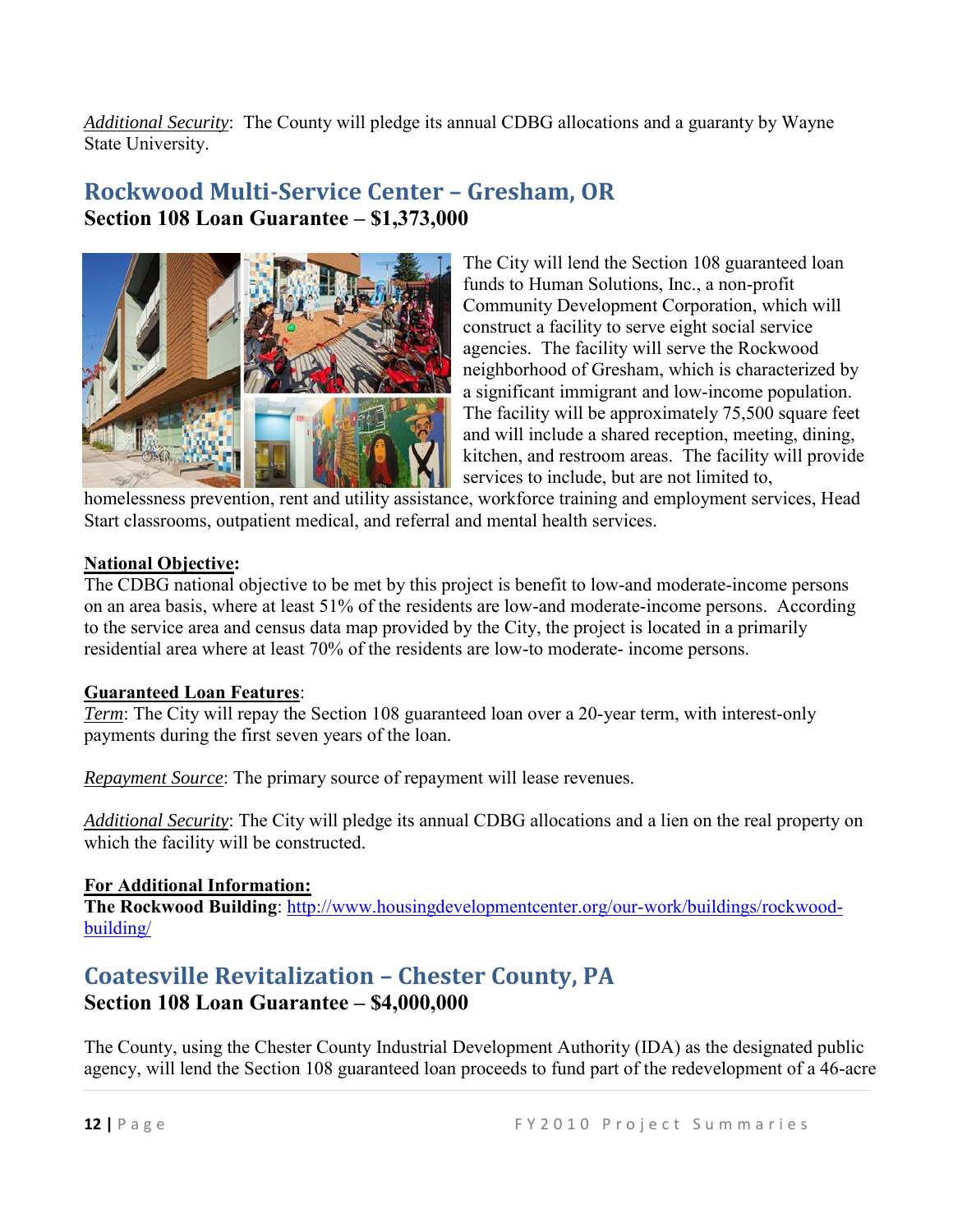*Additional Security*: The County will pledge its annual CDBG allocations and a guaranty by Wayne State University.

## Rockwood Multi-Service Center – Gresham, OR

**Section 108 Loan Guarantee – $1,373,000**

The City will lend the Section 108 guaranteed loan funds to Human Solutions, Inc., a non-profit Community Development Corporation, which will construct a facility to serve eight social service agencies. The facility will serve the Rockwood neighborhood of Gresham, which is characterized by a significant immigrant and low-income population. The facility will be approximately 75,500 square feet and will include a shared reception, meeting, dining, kitchen, and restroom areas. The facility will provide services to include, but are not limited to, homelessness prevention, rent and utility assistance, workforce training and employment services, Head Start classrooms, outpatient medical, and referral and mental health services.

**National Objective:**

The CDBG national objective to be met by this project is benefit to low-and moderate-income persons on an area basis, where at least 51% of the residents are low-and moderate-income persons. According to the service area and census data map provided by the City, the project is located in a primarily residential area where at least 70% of the residents are low-to moderate- income persons.

**Guaranteed Loan Features**:

*Term*: The City will repay the Section 108 guaranteed loan over a 20-year term, with interest-only payments during the first seven years of the loan.

*Repayment Source*: The primary source of repayment will lease revenues.

*Additional Security*: The City will pledge its annual CDBG allocations and a lien on the real property on which the facility will be constructed.

**For Additional Information:**

**The Rockwood Building**: [http://www.housingdevelopmentcenter.org/our-work/buildings/rockwood-building/](http://www.housingdevelopmentcenter.org/our-work/buildings/rockwood-building/)

## Coatesville Revitalization – Chester County, PA

**Section 108 Loan Guarantee – $4,000,000**

The County, using the Chester County Industrial Development Authority (IDA) as the designated public agency, will lend the Section 108 guaranteed loan proceeds to fund part of the redevelopment of a 46-acre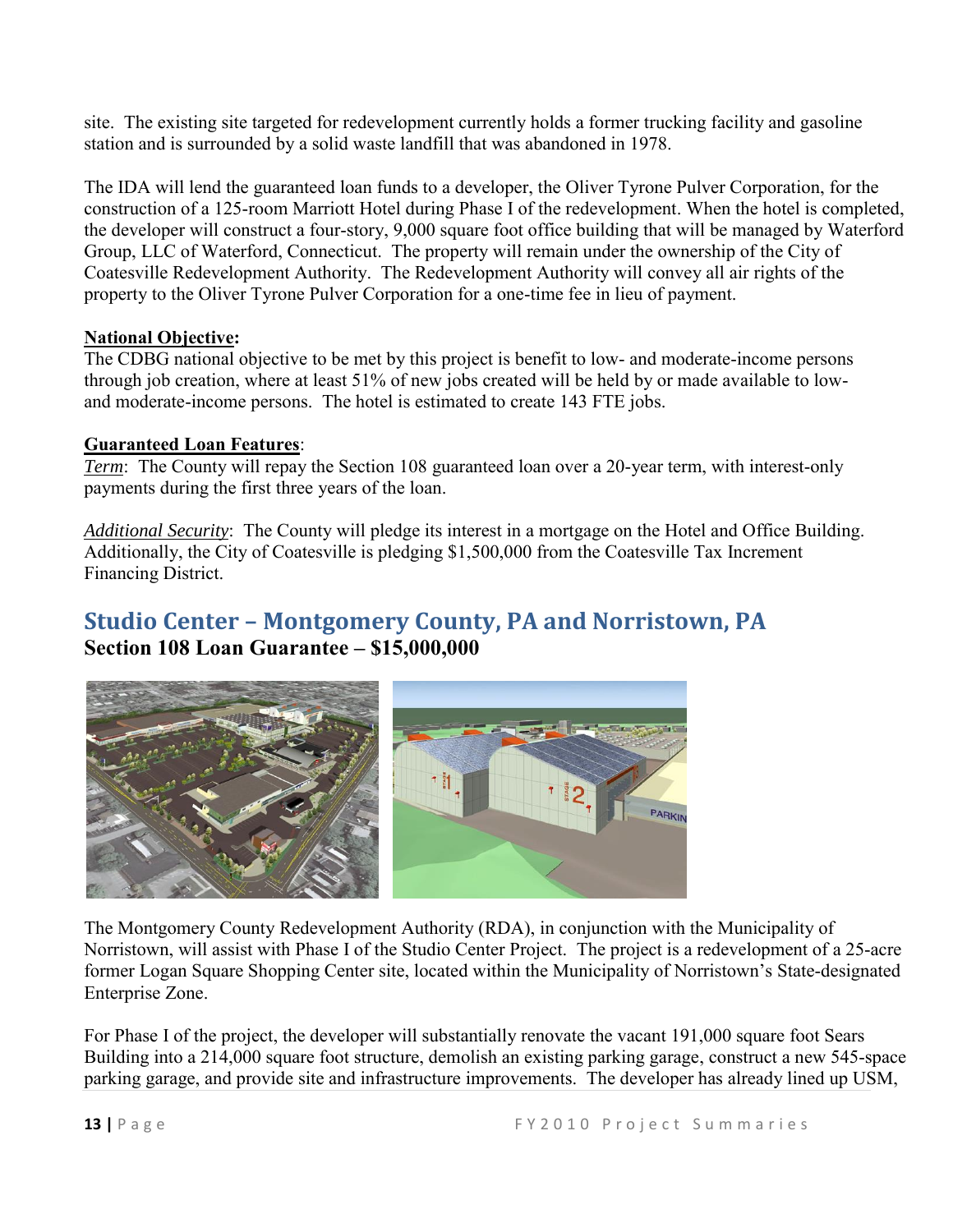site. The existing site targeted for redevelopment currently holds a former trucking facility and gasoline station and is surrounded by a solid waste landfill that was abandoned in 1978.

The IDA will lend the guaranteed loan funds to a developer, the Oliver Tyrone Pulver Corporation, for the construction of a 125-room Marriott Hotel during Phase I of the redevelopment. When the hotel is completed, the developer will construct a four-story, 9,000 square foot office building that will be managed by Waterford Group, LLC of Waterford, Connecticut. The property will remain under the ownership of the City of Coatesville Redevelopment Authority. The Redevelopment Authority will convey all air rights of the property to the Oliver Tyrone Pulver Corporation for a one-time fee in lieu of payment.

**National Objective:**
The CDBG national objective to be met by this project is benefit to low- and moderate-income persons through job creation, where at least 51% of new jobs created will be held by or made available to low- and moderate-income persons. The hotel is estimated to create 143 FTE jobs.

**Guaranteed Loan Features**:
*Term*: The County will repay the Section 108 guaranteed loan over a 20-year term, with interest-only payments during the first three years of the loan.

*Additional Security*: The County will pledge its interest in a mortgage on the Hotel and Office Building. Additionally, the City of Coatesville is pledging $1,500,000 from the Coatesville Tax Increment Financing District.

## Studio Center – Montgomery County, PA and Norristown, PA

**Section 108 Loan Guarantee – $15,000,000**

The Montgomery County Redevelopment Authority (RDA), in conjunction with the Municipality of Norristown, will assist with Phase I of the Studio Center Project. The project is a redevelopment of a 25-acre former Logan Square Shopping Center site, located within the Municipality of Norristown's State-designated Enterprise Zone.

For Phase I of the project, the developer will substantially renovate the vacant 191,000 square foot Sears Building into a 214,000 square foot structure, demolish an existing parking garage, construct a new 545-space parking garage, and provide site and infrastructure improvements. The developer has already lined up USM,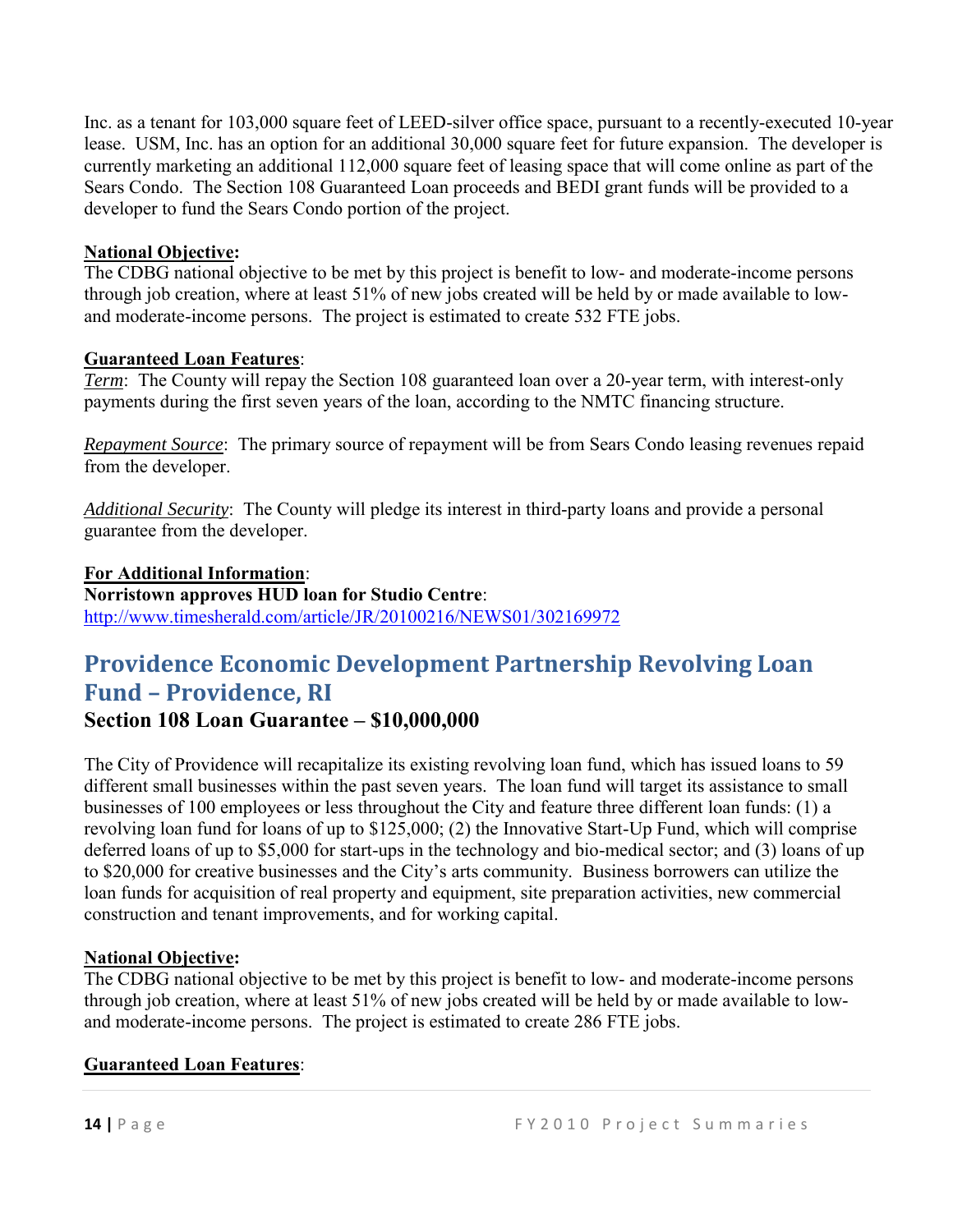Inc. as a tenant for 103,000 square feet of LEED-silver office space, pursuant to a recently-executed 10-year lease. USM, Inc. has an option for an additional 30,000 square feet for future expansion. The developer is currently marketing an additional 112,000 square feet of leasing space that will come online as part of the Sears Condo. The Section 108 Guaranteed Loan proceeds and BEDI grant funds will be provided to a developer to fund the Sears Condo portion of the project.

**National Objective:**
The CDBG national objective to be met by this project is benefit to low- and moderate-income persons through job creation, where at least 51% of new jobs created will be held by or made available to low- and moderate-income persons. The project is estimated to create 532 FTE jobs.

**Guaranteed Loan Features**:
*Term*: The County will repay the Section 108 guaranteed loan over a 20-year term, with interest-only payments during the first seven years of the loan, according to the NMTC financing structure.

*Repayment Source*: The primary source of repayment will be from Sears Condo leasing revenues repaid from the developer.

*Additional Security*: The County will pledge its interest in third-party loans and provide a personal guarantee from the developer.

**For Additional Information**:
**Norristown approves HUD loan for Studio Centre**:
http://www.timesherald.com/article/JR/20100216/NEWS01/302169972

## Providence Economic Development Partnership Revolving Loan Fund – Providence, RI

### Section 108 Loan Guarantee – $10,000,000

The City of Providence will recapitalize its existing revolving loan fund, which has issued loans to 59 different small businesses within the past seven years. The loan fund will target its assistance to small businesses of 100 employees or less throughout the City and feature three different loan funds: (1) a revolving loan fund for loans of up to $125,000; (2) the Innovative Start-Up Fund, which will comprise deferred loans of up to $5,000 for start-ups in the technology and bio-medical sector; and (3) loans of up to $20,000 for creative businesses and the City's arts community. Business borrowers can utilize the loan funds for acquisition of real property and equipment, site preparation activities, new commercial construction and tenant improvements, and for working capital.

**National Objective:**
The CDBG national objective to be met by this project is benefit to low- and moderate-income persons through job creation, where at least 51% of new jobs created will be held by or made available to low- and moderate-income persons. The project is estimated to create 286 FTE jobs.

**Guaranteed Loan Features**: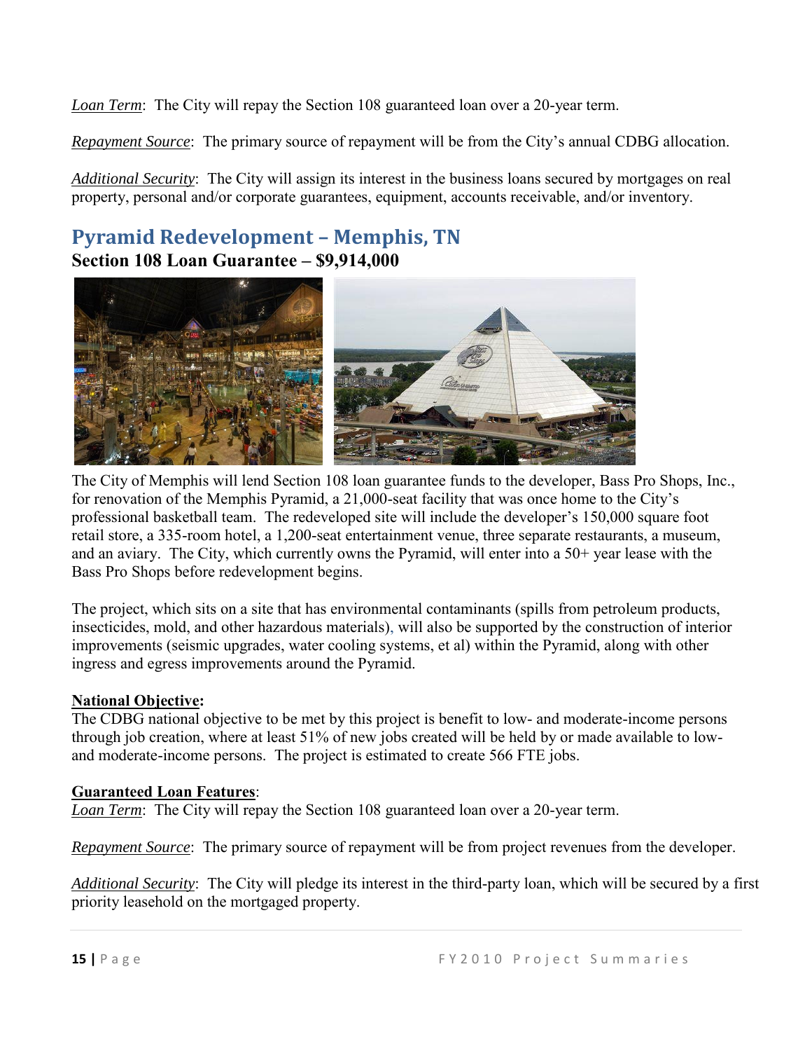*Loan Term*: The City will repay the Section 108 guaranteed loan over a 20-year term.

*Repayment Source*: The primary source of repayment will be from the City's annual CDBG allocation.

*Additional Security*: The City will assign its interest in the business loans secured by mortgages on real property, personal and/or corporate guarantees, equipment, accounts receivable, and/or inventory.

## Pyramid Redevelopment – Memphis, TN

**Section 108 Loan Guarantee – $9,914,000**

The City of Memphis will lend Section 108 loan guarantee funds to the developer, Bass Pro Shops, Inc., for renovation of the Memphis Pyramid, a 21,000-seat facility that was once home to the City's professional basketball team. The redeveloped site will include the developer's 150,000 square foot retail store, a 335-room hotel, a 1,200-seat entertainment venue, three separate restaurants, a museum, and an aviary. The City, which currently owns the Pyramid, will enter into a 50+ year lease with the Bass Pro Shops before redevelopment begins.

The project, which sits on a site that has environmental contaminants (spills from petroleum products, insecticides, mold, and other hazardous materials), will also be supported by the construction of interior improvements (seismic upgrades, water cooling systems, et al) within the Pyramid, along with other ingress and egress improvements around the Pyramid.

**National Objective:**

The CDBG national objective to be met by this project is benefit to low- and moderate-income persons through job creation, where at least 51% of new jobs created will be held by or made available to low- and moderate-income persons. The project is estimated to create 566 FTE jobs.

**Guaranteed Loan Features**:

*Loan Term*: The City will repay the Section 108 guaranteed loan over a 20-year term.

*Repayment Source*: The primary source of repayment will be from project revenues from the developer.

*Additional Security*: The City will pledge its interest in the third-party loan, which will be secured by a first priority leasehold on the mortgaged property.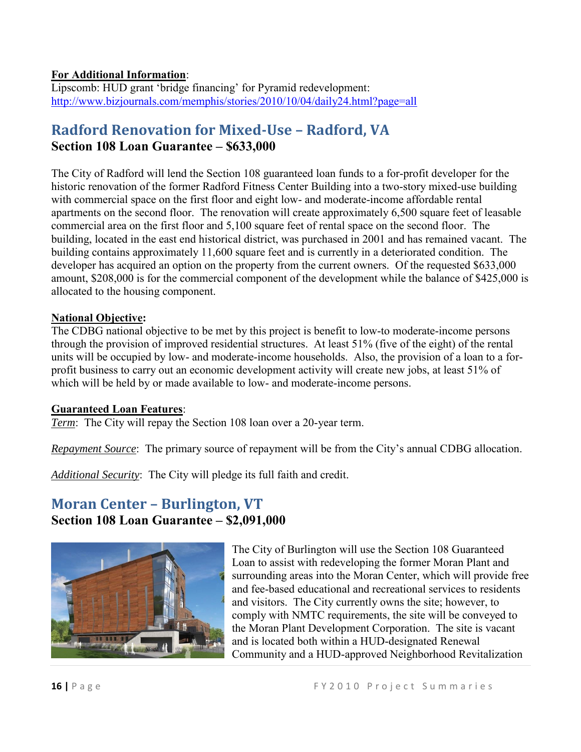**For Additional Information**:
Lipscomb: HUD grant 'bridge financing' for Pyramid redevelopment:
http://www.bizjournals.com/memphis/stories/2010/10/04/daily24.html?page=all

## Radford Renovation for Mixed-Use – Radford, VA

### Section 108 Loan Guarantee – $633,000

The City of Radford will lend the Section 108 guaranteed loan funds to a for-profit developer for the historic renovation of the former Radford Fitness Center Building into a two-story mixed-use building with commercial space on the first floor and eight low- and moderate-income affordable rental apartments on the second floor. The renovation will create approximately 6,500 square feet of leasable commercial area on the first floor and 5,100 square feet of rental space on the second floor. The building, located in the east end historical district, was purchased in 2001 and has remained vacant. The building contains approximately 11,600 square feet and is currently in a deteriorated condition. The developer has acquired an option on the property from the current owners. Of the requested $633,000 amount, $208,000 is for the commercial component of the development while the balance of $425,000 is allocated to the housing component.

**National Objective:**
The CDBG national objective to be met by this project is benefit to low-to moderate-income persons through the provision of improved residential structures. At least 51% (five of the eight) of the rental units will be occupied by low- and moderate-income households. Also, the provision of a loan to a for-profit business to carry out an economic development activity will create new jobs, at least 51% of which will be held by or made available to low- and moderate-income persons.

**Guaranteed Loan Features**:
*Term*: The City will repay the Section 108 loan over a 20-year term.

*Repayment Source*: The primary source of repayment will be from the City's annual CDBG allocation.

*Additional Security*: The City will pledge its full faith and credit.

## Moran Center – Burlington, VT

### Section 108 Loan Guarantee – $2,091,000

The City of Burlington will use the Section 108 Guaranteed Loan to assist with redeveloping the former Moran Plant and surrounding areas into the Moran Center, which will provide free and fee-based educational and recreational services to residents and visitors. The City currently owns the site; however, to comply with NMTC requirements, the site will be conveyed to the Moran Plant Development Corporation. The site is vacant and is located both within a HUD-designated Renewal Community and a HUD-approved Neighborhood Revitalization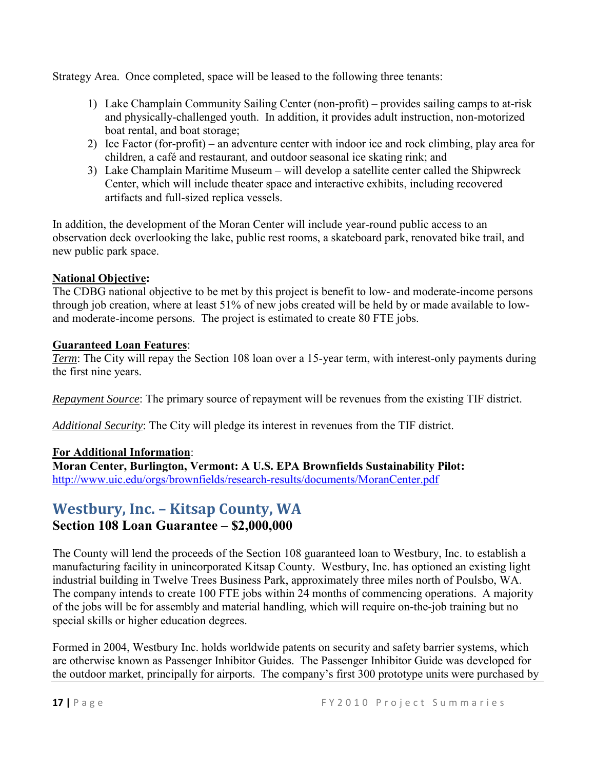Strategy Area. Once completed, space will be leased to the following three tenants:

1) Lake Champlain Community Sailing Center (non-profit) – provides sailing camps to at-risk and physically-challenged youth. In addition, it provides adult instruction, non-motorized boat rental, and boat storage;
2) Ice Factor (for-profit) – an adventure center with indoor ice and rock climbing, play area for children, a café and restaurant, and outdoor seasonal ice skating rink; and
3) Lake Champlain Maritime Museum – will develop a satellite center called the Shipwreck Center, which will include theater space and interactive exhibits, including recovered artifacts and full-sized replica vessels.

In addition, the development of the Moran Center will include year-round public access to an observation deck overlooking the lake, public rest rooms, a skateboard park, renovated bike trail, and new public park space.

**National Objective:**
The CDBG national objective to be met by this project is benefit to low- and moderate-income persons through job creation, where at least 51% of new jobs created will be held by or made available to low- and moderate-income persons. The project is estimated to create 80 FTE jobs.

**Guaranteed Loan Features**:
*Term*: The City will repay the Section 108 loan over a 15-year term, with interest-only payments during the first nine years.

*Repayment Source*: The primary source of repayment will be revenues from the existing TIF district.

*Additional Security*: The City will pledge its interest in revenues from the TIF district.

**For Additional Information**:
**Moran Center, Burlington, Vermont: A U.S. EPA Brownfields Sustainability Pilot:**
http://www.uic.edu/orgs/brownfields/research-results/documents/MoranCenter.pdf

## Westbury, Inc. – Kitsap County, WA

### Section 108 Loan Guarantee – $2,000,000

The County will lend the proceeds of the Section 108 guaranteed loan to Westbury, Inc. to establish a manufacturing facility in unincorporated Kitsap County. Westbury, Inc. has optioned an existing light industrial building in Twelve Trees Business Park, approximately three miles north of Poulsbo, WA. The company intends to create 100 FTE jobs within 24 months of commencing operations. A majority of the jobs will be for assembly and material handling, which will require on-the-job training but no special skills or higher education degrees.

Formed in 2004, Westbury Inc. holds worldwide patents on security and safety barrier systems, which are otherwise known as Passenger Inhibitor Guides. The Passenger Inhibitor Guide was developed for the outdoor market, principally for airports. The company's first 300 prototype units were purchased by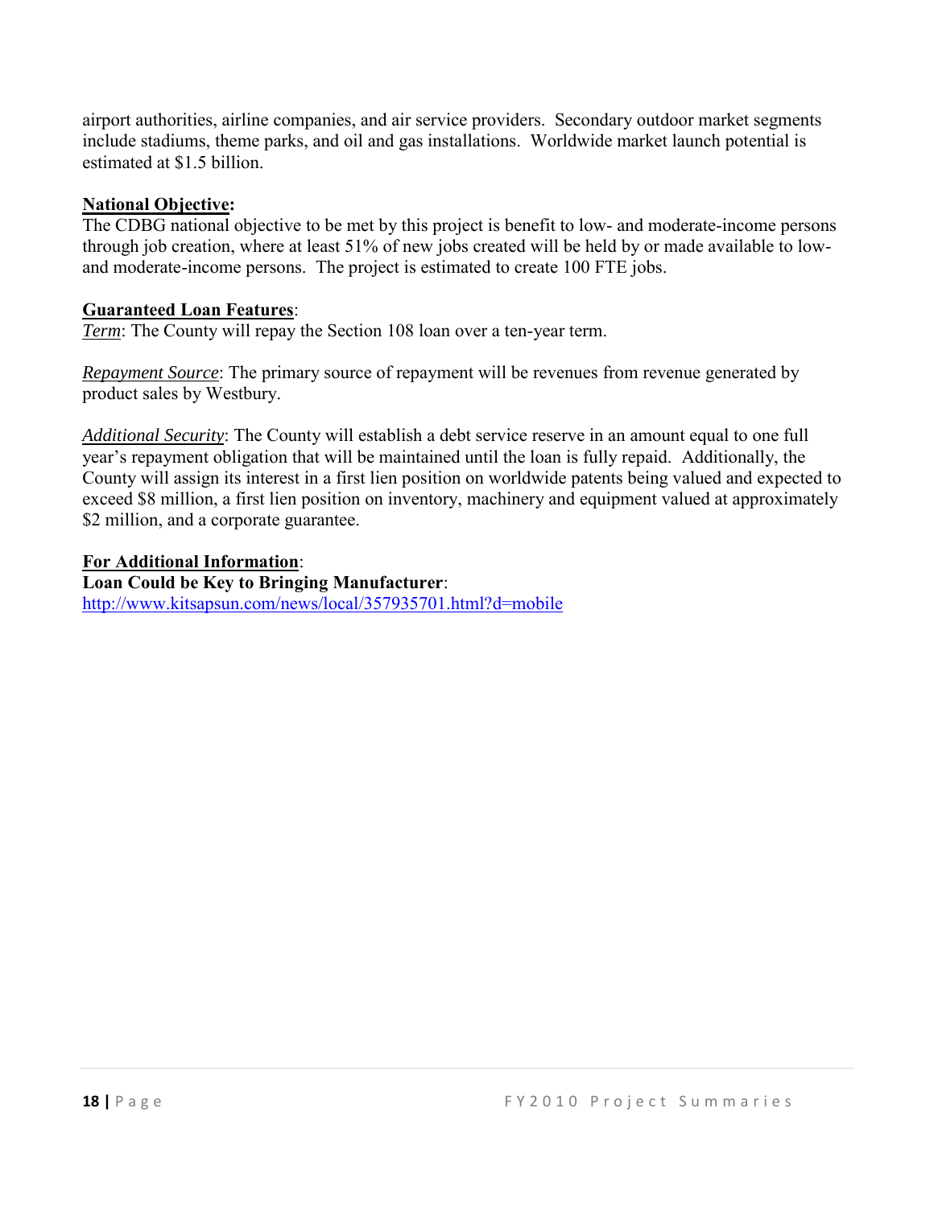airport authorities, airline companies, and air service providers. Secondary outdoor market segments include stadiums, theme parks, and oil and gas installations. Worldwide market launch potential is estimated at $1.5 billion.

**National Objective:**
The CDBG national objective to be met by this project is benefit to low- and moderate-income persons through job creation, where at least 51% of new jobs created will be held by or made available to low- and moderate-income persons. The project is estimated to create 100 FTE jobs.

**Guaranteed Loan Features**:
*Term*: The County will repay the Section 108 loan over a ten-year term.

*Repayment Source*: The primary source of repayment will be revenues from revenue generated by product sales by Westbury.

*Additional Security*: The County will establish a debt service reserve in an amount equal to one full year's repayment obligation that will be maintained until the loan is fully repaid. Additionally, the County will assign its interest in a first lien position on worldwide patents being valued and expected to exceed $8 million, a first lien position on inventory, machinery and equipment valued at approximately $2 million, and a corporate guarantee.

**For Additional Information**:
**Loan Could be Key to Bringing Manufacturer**:
http://www.kitsapsun.com/news/local/357935701.html?d=mobile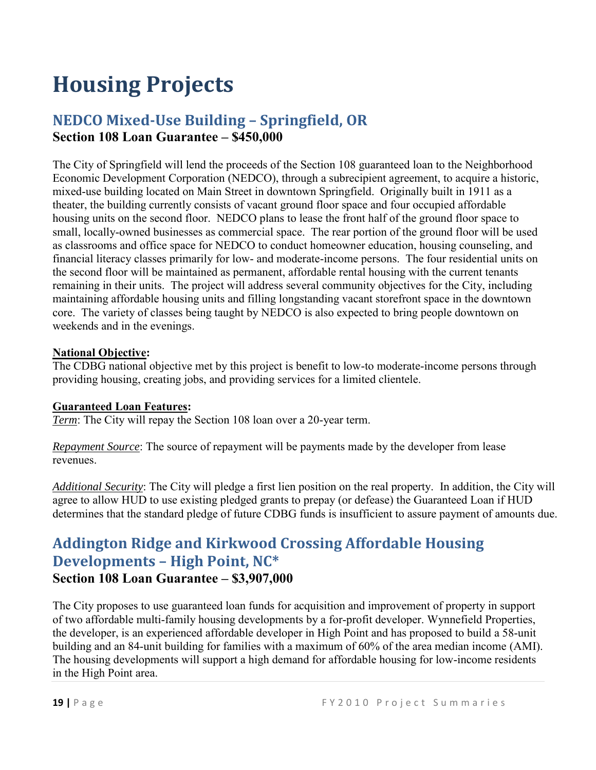# Housing Projects

## NEDCO Mixed-Use Building – Springfield, OR

**Section 108 Loan Guarantee – $450,000**

The City of Springfield will lend the proceeds of the Section 108 guaranteed loan to the Neighborhood Economic Development Corporation (NEDCO), through a subrecipient agreement, to acquire a historic, mixed-use building located on Main Street in downtown Springfield. Originally built in 1911 as a theater, the building currently consists of vacant ground floor space and four occupied affordable housing units on the second floor. NEDCO plans to lease the front half of the ground floor space to small, locally-owned businesses as commercial space. The rear portion of the ground floor will be used as classrooms and office space for NEDCO to conduct homeowner education, housing counseling, and financial literacy classes primarily for low- and moderate-income persons. The four residential units on the second floor will be maintained as permanent, affordable rental housing with the current tenants remaining in their units. The project will address several community objectives for the City, including maintaining affordable housing units and filling longstanding vacant storefront space in the downtown core. The variety of classes being taught by NEDCO is also expected to bring people downtown on weekends and in the evenings.

**National Objective:**
The CDBG national objective met by this project is benefit to low-to moderate-income persons through providing housing, creating jobs, and providing services for a limited clientele.

**Guaranteed Loan Features:**

*Term*: The City will repay the Section 108 loan over a 20-year term.

*Repayment Source*: The source of repayment will be payments made by the developer from lease revenues.

*Additional Security*: The City will pledge a first lien position on the real property. In addition, the City will agree to allow HUD to use existing pledged grants to prepay (or defease) the Guaranteed Loan if HUD determines that the standard pledge of future CDBG funds is insufficient to assure payment of amounts due.

## Addington Ridge and Kirkwood Crossing Affordable Housing Developments – High Point, NC*

**Section 108 Loan Guarantee – $3,907,000**

The City proposes to use guaranteed loan funds for acquisition and improvement of property in support of two affordable multi-family housing developments by a for-profit developer. Wynnefield Properties, the developer, is an experienced affordable developer in High Point and has proposed to build a 58-unit building and an 84-unit building for families with a maximum of 60% of the area median income (AMI). The housing developments will support a high demand for affordable housing for low-income residents in the High Point area.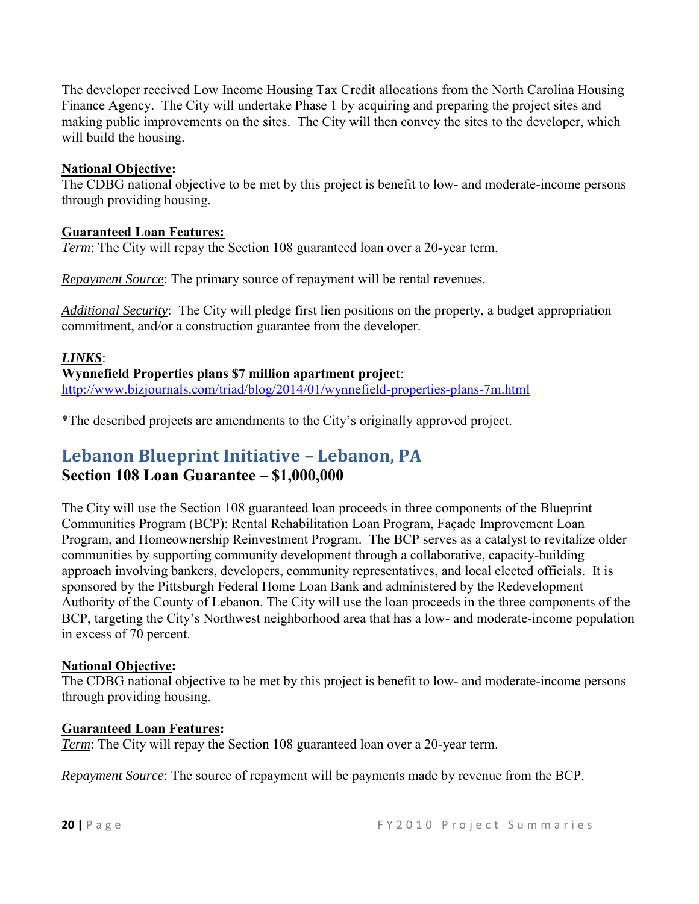The developer received Low Income Housing Tax Credit allocations from the North Carolina Housing Finance Agency. The City will undertake Phase 1 by acquiring and preparing the project sites and making public improvements on the sites. The City will then convey the sites to the developer, which will build the housing.

**National Objective:**
The CDBG national objective to be met by this project is benefit to low- and moderate-income persons through providing housing.

**Guaranteed Loan Features:**
*Term*: The City will repay the Section 108 guaranteed loan over a 20-year term.

*Repayment Source*: The primary source of repayment will be rental revenues.

*Additional Security*: The City will pledge first lien positions on the property, a budget appropriation commitment, and/or a construction guarantee from the developer.

***LINKS***:
**Wynnefield Properties plans $7 million apartment project**:
http://www.bizjournals.com/triad/blog/2014/01/wynnefield-properties-plans-7m.html

*The described projects are amendments to the City's originally approved project.

## Lebanon Blueprint Initiative – Lebanon, PA

### Section 108 Loan Guarantee – $1,000,000

The City will use the Section 108 guaranteed loan proceeds in three components of the Blueprint Communities Program (BCP): Rental Rehabilitation Loan Program, Façade Improvement Loan Program, and Homeownership Reinvestment Program. The BCP serves as a catalyst to revitalize older communities by supporting community development through a collaborative, capacity-building approach involving bankers, developers, community representatives, and local elected officials. It is sponsored by the Pittsburgh Federal Home Loan Bank and administered by the Redevelopment Authority of the County of Lebanon. The City will use the loan proceeds in the three components of the BCP, targeting the City's Northwest neighborhood area that has a low- and moderate-income population in excess of 70 percent.

**National Objective:**
The CDBG national objective to be met by this project is benefit to low- and moderate-income persons through providing housing.

**Guaranteed Loan Features:**
*Term*: The City will repay the Section 108 guaranteed loan over a 20-year term.

*Repayment Source*: The source of repayment will be payments made by revenue from the BCP.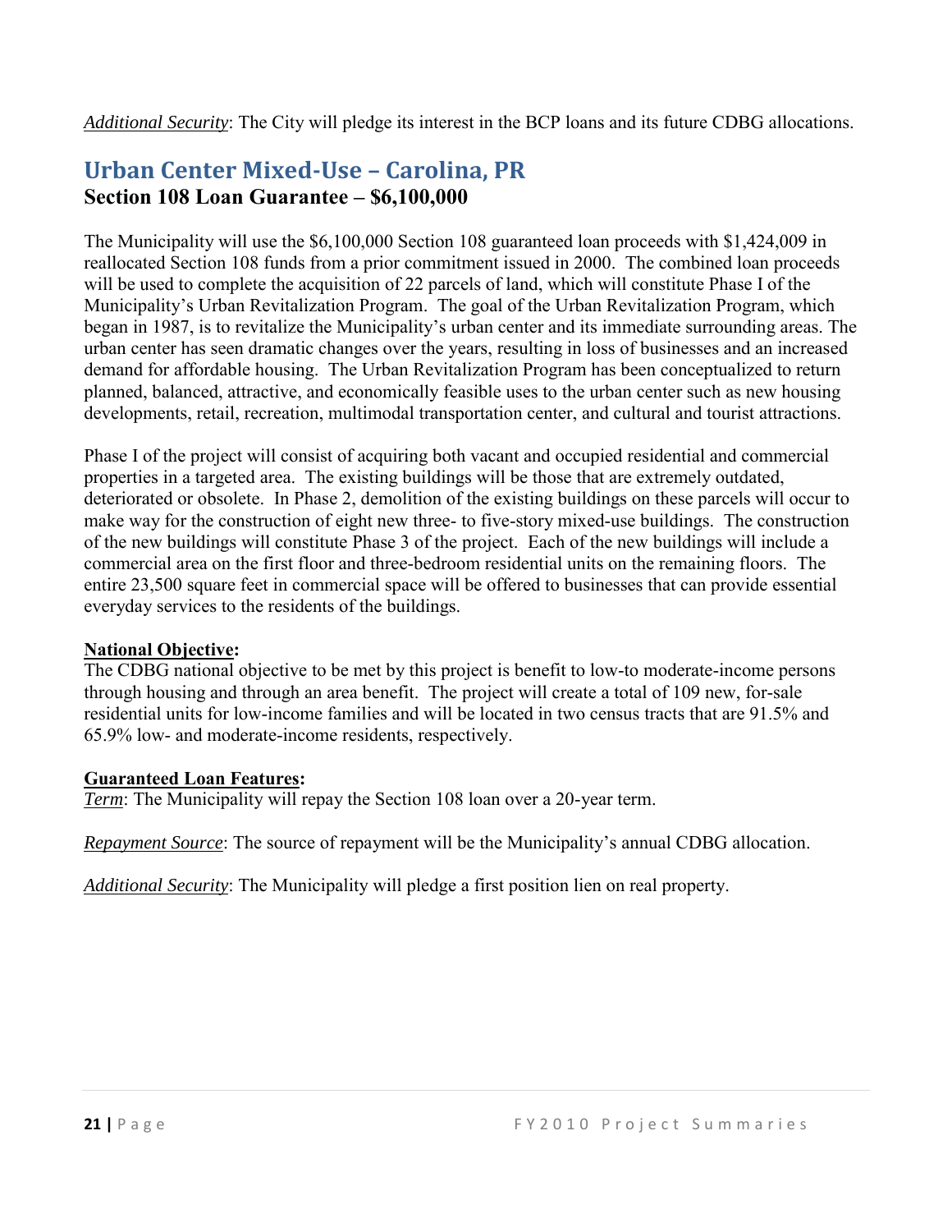*Additional Security*: The City will pledge its interest in the BCP loans and its future CDBG allocations.

## Urban Center Mixed-Use – Carolina, PR

### Section 108 Loan Guarantee – $6,100,000

The Municipality will use the $6,100,000 Section 108 guaranteed loan proceeds with $1,424,009 in reallocated Section 108 funds from a prior commitment issued in 2000. The combined loan proceeds will be used to complete the acquisition of 22 parcels of land, which will constitute Phase I of the Municipality's Urban Revitalization Program. The goal of the Urban Revitalization Program, which began in 1987, is to revitalize the Municipality's urban center and its immediate surrounding areas. The urban center has seen dramatic changes over the years, resulting in loss of businesses and an increased demand for affordable housing. The Urban Revitalization Program has been conceptualized to return planned, balanced, attractive, and economically feasible uses to the urban center such as new housing developments, retail, recreation, multimodal transportation center, and cultural and tourist attractions.

Phase I of the project will consist of acquiring both vacant and occupied residential and commercial properties in a targeted area. The existing buildings will be those that are extremely outdated, deteriorated or obsolete. In Phase 2, demolition of the existing buildings on these parcels will occur to make way for the construction of eight new three- to five-story mixed-use buildings. The construction of the new buildings will constitute Phase 3 of the project. Each of the new buildings will include a commercial area on the first floor and three-bedroom residential units on the remaining floors. The entire 23,500 square feet in commercial space will be offered to businesses that can provide essential everyday services to the residents of the buildings.

**National Objective:**
The CDBG national objective to be met by this project is benefit to low-to moderate-income persons through housing and through an area benefit. The project will create a total of 109 new, for-sale residential units for low-income families and will be located in two census tracts that are 91.5% and 65.9% low- and moderate-income residents, respectively.

**Guaranteed Loan Features:**
*Term*: The Municipality will repay the Section 108 loan over a 20-year term.

*Repayment Source*: The source of repayment will be the Municipality's annual CDBG allocation.

*Additional Security*: The Municipality will pledge a first position lien on real property.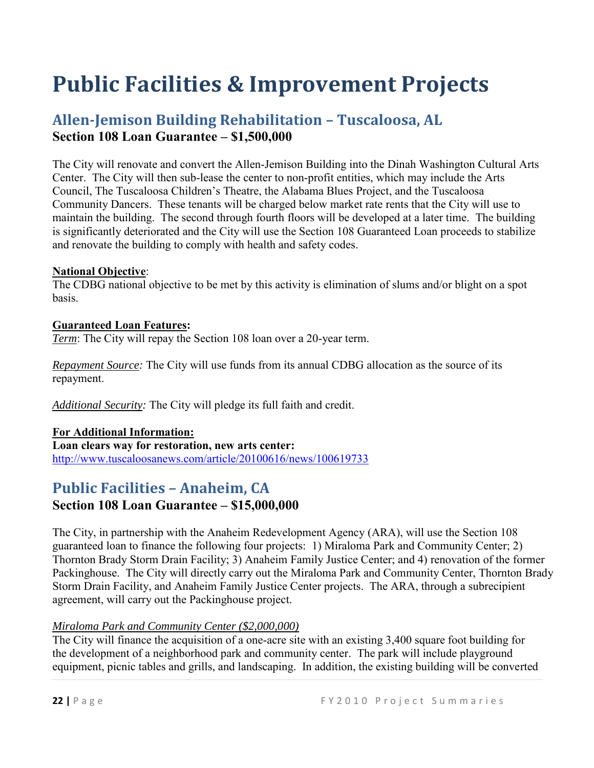# Public Facilities & Improvement Projects

## Allen-Jemison Building Rehabilitation – Tuscaloosa, AL

**Section 108 Loan Guarantee – $1,500,000**

The City will renovate and convert the Allen-Jemison Building into the Dinah Washington Cultural Arts Center. The City will then sub-lease the center to non-profit entities, which may include the Arts Council, The Tuscaloosa Children's Theatre, the Alabama Blues Project, and the Tuscaloosa Community Dancers. These tenants will be charged below market rate rents that the City will use to maintain the building. The second through fourth floors will be developed at a later time. The building is significantly deteriorated and the City will use the Section 108 Guaranteed Loan proceeds to stabilize and renovate the building to comply with health and safety codes.

**National Objective**:
The CDBG national objective to be met by this activity is elimination of slums and/or blight on a spot basis.

**Guaranteed Loan Features:**
*Term*: The City will repay the Section 108 loan over a 20-year term.

*Repayment Source:* The City will use funds from its annual CDBG allocation as the source of its repayment.

*Additional Security:* The City will pledge its full faith and credit.

**For Additional Information:**
**Loan clears way for restoration, new arts center:**
http://www.tuscaloosanews.com/article/20100616/news/100619733

## Public Facilities – Anaheim, CA

**Section 108 Loan Guarantee – $15,000,000**

The City, in partnership with the Anaheim Redevelopment Agency (ARA), will use the Section 108 guaranteed loan to finance the following four projects: 1) Miraloma Park and Community Center; 2) Thornton Brady Storm Drain Facility; 3) Anaheim Family Justice Center; and 4) renovation of the former Packinghouse. The City will directly carry out the Miraloma Park and Community Center, Thornton Brady Storm Drain Facility, and Anaheim Family Justice Center projects. The ARA, through a subrecipient agreement, will carry out the Packinghouse project.

*Miraloma Park and Community Center ($2,000,000)*
The City will finance the acquisition of a one-acre site with an existing 3,400 square foot building for the development of a neighborhood park and community center. The park will include playground equipment, picnic tables and grills, and landscaping. In addition, the existing building will be converted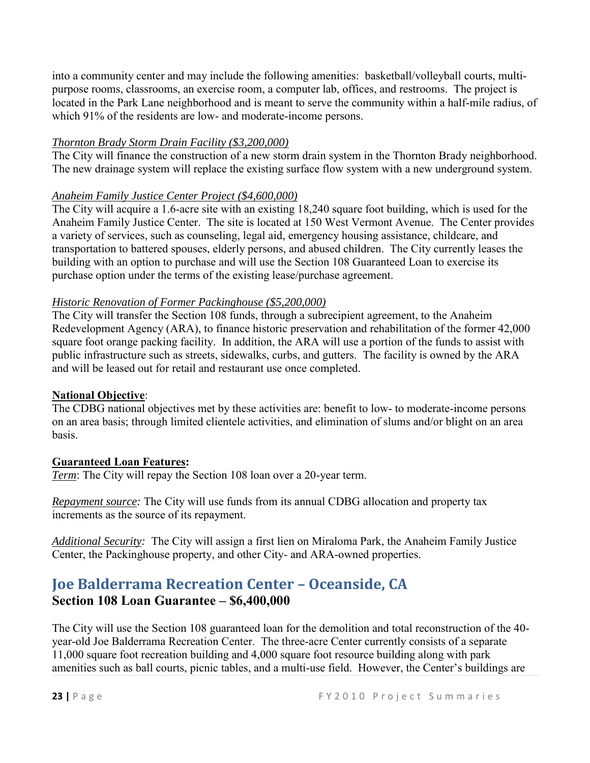into a community center and may include the following amenities: basketball/volleyball courts, multi-purpose rooms, classrooms, an exercise room, a computer lab, offices, and restrooms. The project is located in the Park Lane neighborhood and is meant to serve the community within a half-mile radius, of which 91% of the residents are low- and moderate-income persons.

*Thornton Brady Storm Drain Facility ($3,200,000)*
The City will finance the construction of a new storm drain system in the Thornton Brady neighborhood. The new drainage system will replace the existing surface flow system with a new underground system.

*Anaheim Family Justice Center Project ($4,600,000)*
The City will acquire a 1.6-acre site with an existing 18,240 square foot building, which is used for the Anaheim Family Justice Center. The site is located at 150 West Vermont Avenue. The Center provides a variety of services, such as counseling, legal aid, emergency housing assistance, childcare, and transportation to battered spouses, elderly persons, and abused children. The City currently leases the building with an option to purchase and will use the Section 108 Guaranteed Loan to exercise its purchase option under the terms of the existing lease/purchase agreement.

*Historic Renovation of Former Packinghouse ($5,200,000)*
The City will transfer the Section 108 funds, through a subrecipient agreement, to the Anaheim Redevelopment Agency (ARA), to finance historic preservation and rehabilitation of the former 42,000 square foot orange packing facility. In addition, the ARA will use a portion of the funds to assist with public infrastructure such as streets, sidewalks, curbs, and gutters. The facility is owned by the ARA and will be leased out for retail and restaurant use once completed.

**National Objective**:
The CDBG national objectives met by these activities are: benefit to low- to moderate-income persons on an area basis; through limited clientele activities, and elimination of slums and/or blight on an area basis.

**Guaranteed Loan Features:**
*Term*: The City will repay the Section 108 loan over a 20-year term.

*Repayment source:* The City will use funds from its annual CDBG allocation and property tax increments as the source of its repayment.

*Additional Security:* The City will assign a first lien on Miraloma Park, the Anaheim Family Justice Center, the Packinghouse property, and other City- and ARA-owned properties.

## Joe Balderrama Recreation Center – Oceanside, CA

### Section 108 Loan Guarantee – $6,400,000

The City will use the Section 108 guaranteed loan for the demolition and total reconstruction of the 40-year-old Joe Balderrama Recreation Center. The three-acre Center currently consists of a separate 11,000 square foot recreation building and 4,000 square foot resource building along with park amenities such as ball courts, picnic tables, and a multi-use field. However, the Center's buildings are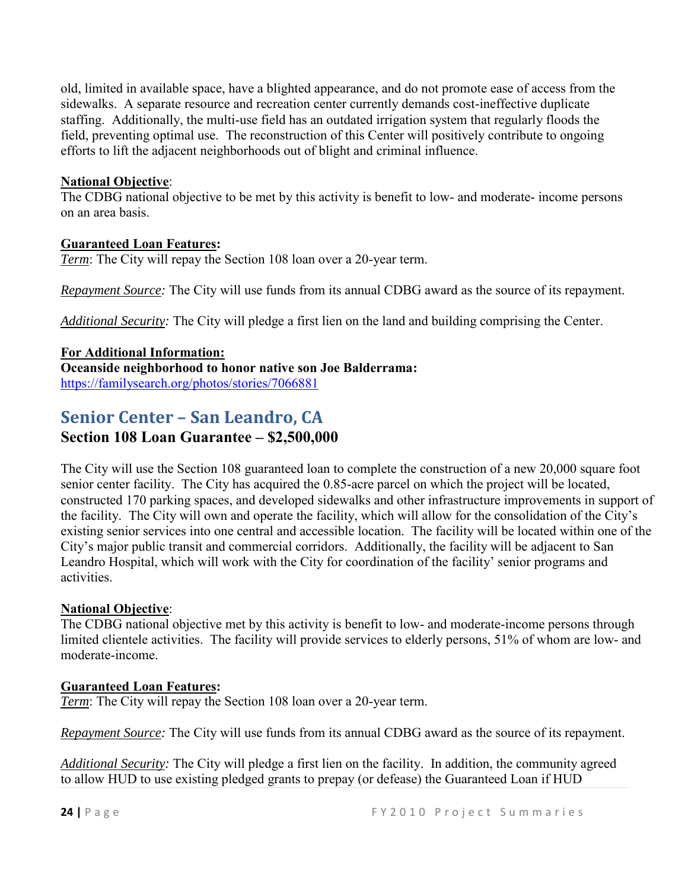old, limited in available space, have a blighted appearance, and do not promote ease of access from the sidewalks. A separate resource and recreation center currently demands cost-ineffective duplicate staffing. Additionally, the multi-use field has an outdated irrigation system that regularly floods the field, preventing optimal use. The reconstruction of this Center will positively contribute to ongoing efforts to lift the adjacent neighborhoods out of blight and criminal influence.

**National Objective**:
The CDBG national objective to be met by this activity is benefit to low- and moderate- income persons on an area basis.

**Guaranteed Loan Features:**
*Term*: The City will repay the Section 108 loan over a 20-year term.

*Repayment Source:* The City will use funds from its annual CDBG award as the source of its repayment.

*Additional Security:* The City will pledge a first lien on the land and building comprising the Center.

**For Additional Information:**
**Oceanside neighborhood to honor native son Joe Balderrama:**
https://familysearch.org/photos/stories/7066881

## Senior Center – San Leandro, CA

### Section 108 Loan Guarantee – $2,500,000

The City will use the Section 108 guaranteed loan to complete the construction of a new 20,000 square foot senior center facility. The City has acquired the 0.85-acre parcel on which the project will be located, constructed 170 parking spaces, and developed sidewalks and other infrastructure improvements in support of the facility. The City will own and operate the facility, which will allow for the consolidation of the City's existing senior services into one central and accessible location. The facility will be located within one of the City's major public transit and commercial corridors. Additionally, the facility will be adjacent to San Leandro Hospital, which will work with the City for coordination of the facility' senior programs and activities.

**National Objective**:
The CDBG national objective met by this activity is benefit to low- and moderate-income persons through limited clientele activities. The facility will provide services to elderly persons, 51% of whom are low- and moderate-income.

**Guaranteed Loan Features:**
*Term*: The City will repay the Section 108 loan over a 20-year term.

*Repayment Source:* The City will use funds from its annual CDBG award as the source of its repayment.

*Additional Security:* The City will pledge a first lien on the facility. In addition, the community agreed to allow HUD to use existing pledged grants to prepay (or defease) the Guaranteed Loan if HUD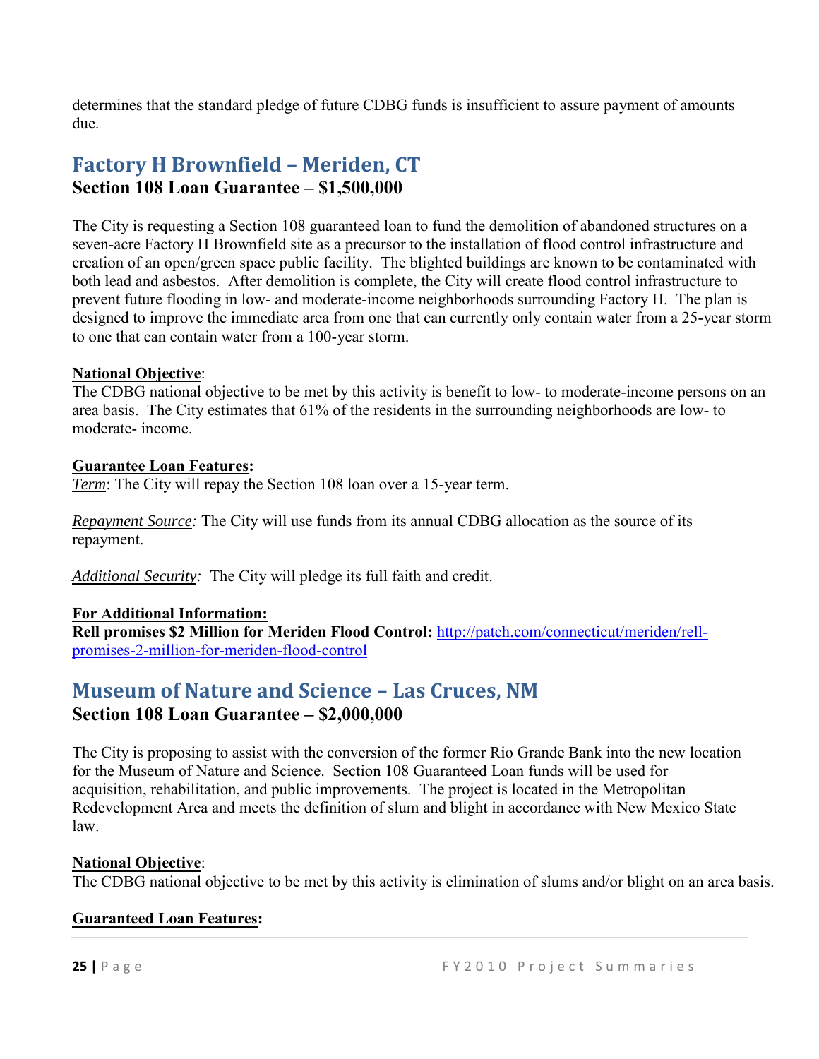determines that the standard pledge of future CDBG funds is insufficient to assure payment of amounts due.

## Factory H Brownfield – Meriden, CT

**Section 108 Loan Guarantee – $1,500,000**

The City is requesting a Section 108 guaranteed loan to fund the demolition of abandoned structures on a seven-acre Factory H Brownfield site as a precursor to the installation of flood control infrastructure and creation of an open/green space public facility. The blighted buildings are known to be contaminated with both lead and asbestos. After demolition is complete, the City will create flood control infrastructure to prevent future flooding in low- and moderate-income neighborhoods surrounding Factory H. The plan is designed to improve the immediate area from one that can currently only contain water from a 25-year storm to one that can contain water from a 100-year storm.

**National Objective**:
The CDBG national objective to be met by this activity is benefit to low- to moderate-income persons on an area basis. The City estimates that 61% of the residents in the surrounding neighborhoods are low- to moderate- income.

**Guarantee Loan Features:**
*Term*: The City will repay the Section 108 loan over a 15-year term.

*Repayment Source:* The City will use funds from its annual CDBG allocation as the source of its repayment.

*Additional Security:* The City will pledge its full faith and credit.

**For Additional Information:**
**Rell promises $2 Million for Meriden Flood Control:** [http://patch.com/connecticut/meriden/rell-promises-2-million-for-meriden-flood-control](http://patch.com/connecticut/meriden/rell-promises-2-million-for-meriden-flood-control)

## Museum of Nature and Science – Las Cruces, NM

**Section 108 Loan Guarantee – $2,000,000**

The City is proposing to assist with the conversion of the former Rio Grande Bank into the new location for the Museum of Nature and Science. Section 108 Guaranteed Loan funds will be used for acquisition, rehabilitation, and public improvements. The project is located in the Metropolitan Redevelopment Area and meets the definition of slum and blight in accordance with New Mexico State law.

**National Objective**:
The CDBG national objective to be met by this activity is elimination of slums and/or blight on an area basis.

**Guaranteed Loan Features:**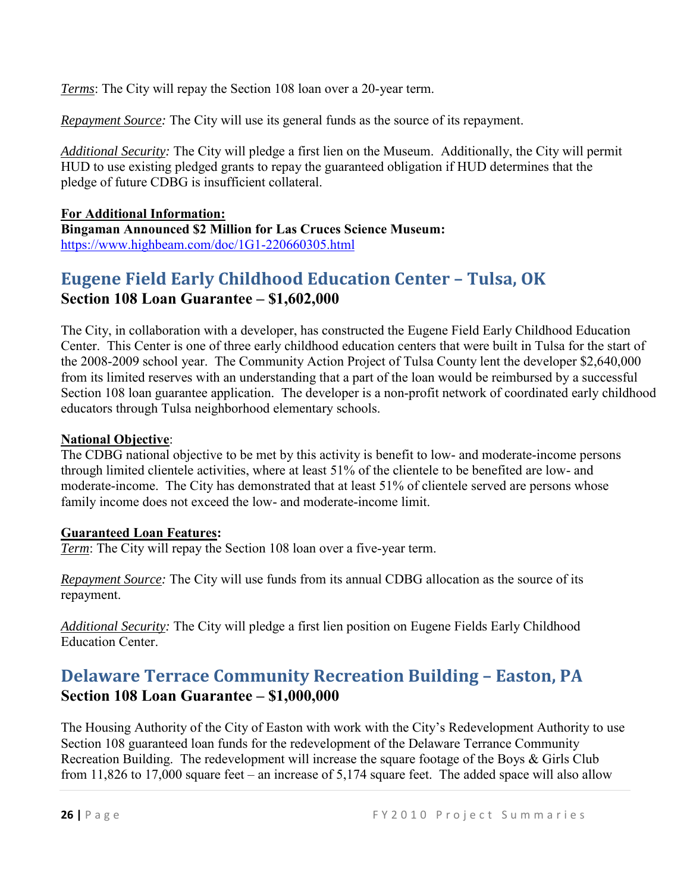*Terms*: The City will repay the Section 108 loan over a 20-year term.

*Repayment Source:* The City will use its general funds as the source of its repayment.

*Additional Security:* The City will pledge a first lien on the Museum. Additionally, the City will permit HUD to use existing pledged grants to repay the guaranteed obligation if HUD determines that the pledge of future CDBG is insufficient collateral.

**For Additional Information:**
**Bingaman Announced $2 Million for Las Cruces Science Museum:**
https://www.highbeam.com/doc/1G1-220660305.html

## Eugene Field Early Childhood Education Center – Tulsa, OK

**Section 108 Loan Guarantee – $1,602,000**

The City, in collaboration with a developer, has constructed the Eugene Field Early Childhood Education Center. This Center is one of three early childhood education centers that were built in Tulsa for the start of the 2008-2009 school year. The Community Action Project of Tulsa County lent the developer $2,640,000 from its limited reserves with an understanding that a part of the loan would be reimbursed by a successful Section 108 loan guarantee application. The developer is a non-profit network of coordinated early childhood educators through Tulsa neighborhood elementary schools.

**National Objective**:
The CDBG national objective to be met by this activity is benefit to low- and moderate-income persons through limited clientele activities, where at least 51% of the clientele to be benefited are low- and moderate-income. The City has demonstrated that at least 51% of clientele served are persons whose family income does not exceed the low- and moderate-income limit.

**Guaranteed Loan Features:**
*Term*: The City will repay the Section 108 loan over a five-year term.

*Repayment Source:* The City will use funds from its annual CDBG allocation as the source of its repayment.

*Additional Security:* The City will pledge a first lien position on Eugene Fields Early Childhood Education Center.

## Delaware Terrace Community Recreation Building – Easton, PA

**Section 108 Loan Guarantee – $1,000,000**

The Housing Authority of the City of Easton with work with the City's Redevelopment Authority to use Section 108 guaranteed loan funds for the redevelopment of the Delaware Terrance Community Recreation Building. The redevelopment will increase the square footage of the Boys & Girls Club from 11,826 to 17,000 square feet – an increase of 5,174 square feet. The added space will also allow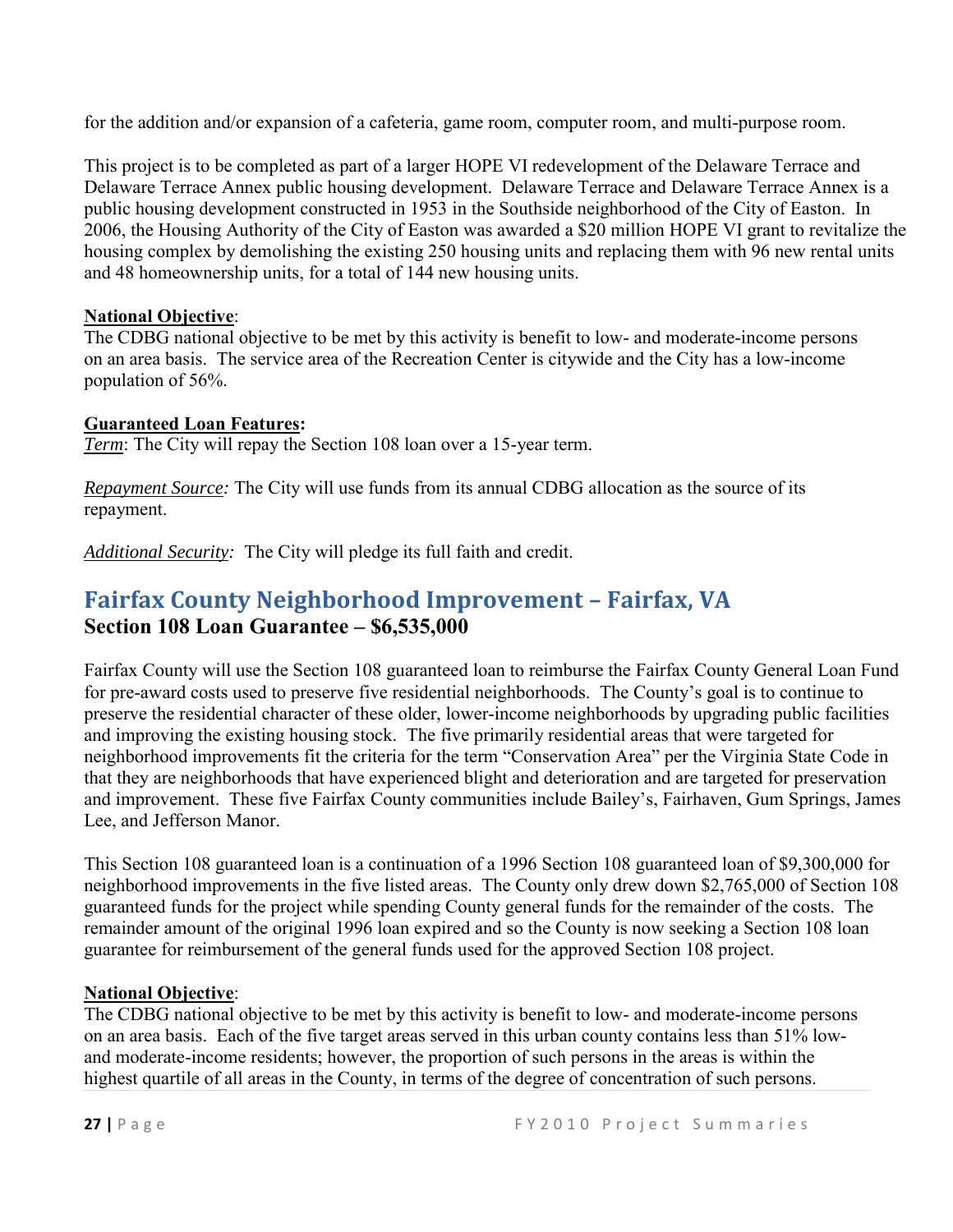for the addition and/or expansion of a cafeteria, game room, computer room, and multi-purpose room.

This project is to be completed as part of a larger HOPE VI redevelopment of the Delaware Terrace and Delaware Terrace Annex public housing development. Delaware Terrace and Delaware Terrace Annex is a public housing development constructed in 1953 in the Southside neighborhood of the City of Easton. In 2006, the Housing Authority of the City of Easton was awarded a $20 million HOPE VI grant to revitalize the housing complex by demolishing the existing 250 housing units and replacing them with 96 new rental units and 48 homeownership units, for a total of 144 new housing units.

**National Objective**:
The CDBG national objective to be met by this activity is benefit to low- and moderate-income persons on an area basis. The service area of the Recreation Center is citywide and the City has a low-income population of 56%.

**Guaranteed Loan Features:**
*Term*: The City will repay the Section 108 loan over a 15-year term.

*Repayment Source:* The City will use funds from its annual CDBG allocation as the source of its repayment.

*Additional Security:* The City will pledge its full faith and credit.

## Fairfax County Neighborhood Improvement – Fairfax, VA
### Section 108 Loan Guarantee – $6,535,000

Fairfax County will use the Section 108 guaranteed loan to reimburse the Fairfax County General Loan Fund for pre-award costs used to preserve five residential neighborhoods. The County's goal is to continue to preserve the residential character of these older, lower-income neighborhoods by upgrading public facilities and improving the existing housing stock. The five primarily residential areas that were targeted for neighborhood improvements fit the criteria for the term "Conservation Area" per the Virginia State Code in that they are neighborhoods that have experienced blight and deterioration and are targeted for preservation and improvement. These five Fairfax County communities include Bailey's, Fairhaven, Gum Springs, James Lee, and Jefferson Manor.

This Section 108 guaranteed loan is a continuation of a 1996 Section 108 guaranteed loan of $9,300,000 for neighborhood improvements in the five listed areas. The County only drew down $2,765,000 of Section 108 guaranteed funds for the project while spending County general funds for the remainder of the costs. The remainder amount of the original 1996 loan expired and so the County is now seeking a Section 108 loan guarantee for reimbursement of the general funds used for the approved Section 108 project.

**National Objective**:
The CDBG national objective to be met by this activity is benefit to low- and moderate-income persons on an area basis. Each of the five target areas served in this urban county contains less than 51% low- and moderate-income residents; however, the proportion of such persons in the areas is within the highest quartile of all areas in the County, in terms of the degree of concentration of such persons.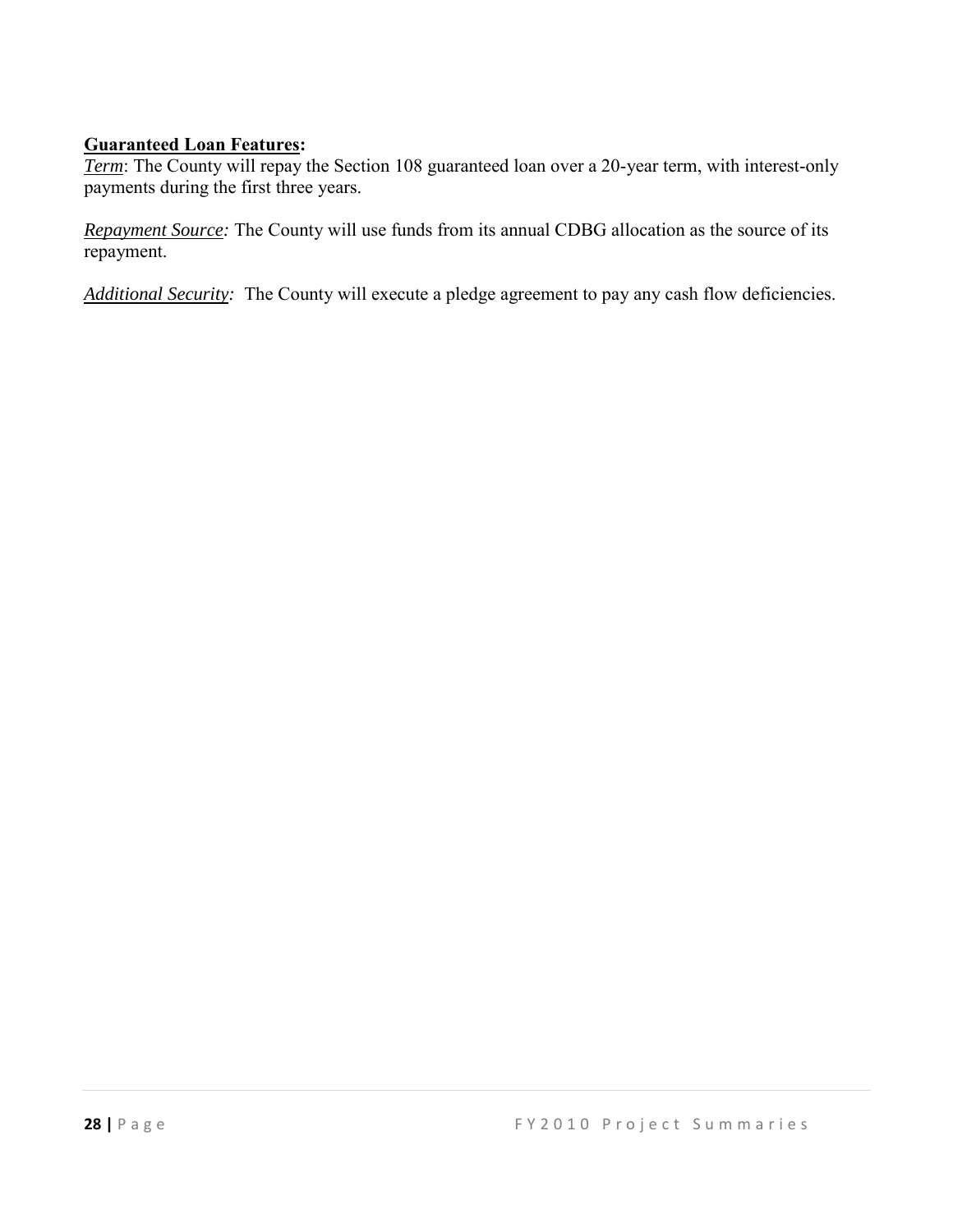**Guaranteed Loan Features:**

*Term*: The County will repay the Section 108 guaranteed loan over a 20-year term, with interest-only payments during the first three years.

*Repayment Source:* The County will use funds from its annual CDBG allocation as the source of its repayment.

*Additional Security:* The County will execute a pledge agreement to pay any cash flow deficiencies.